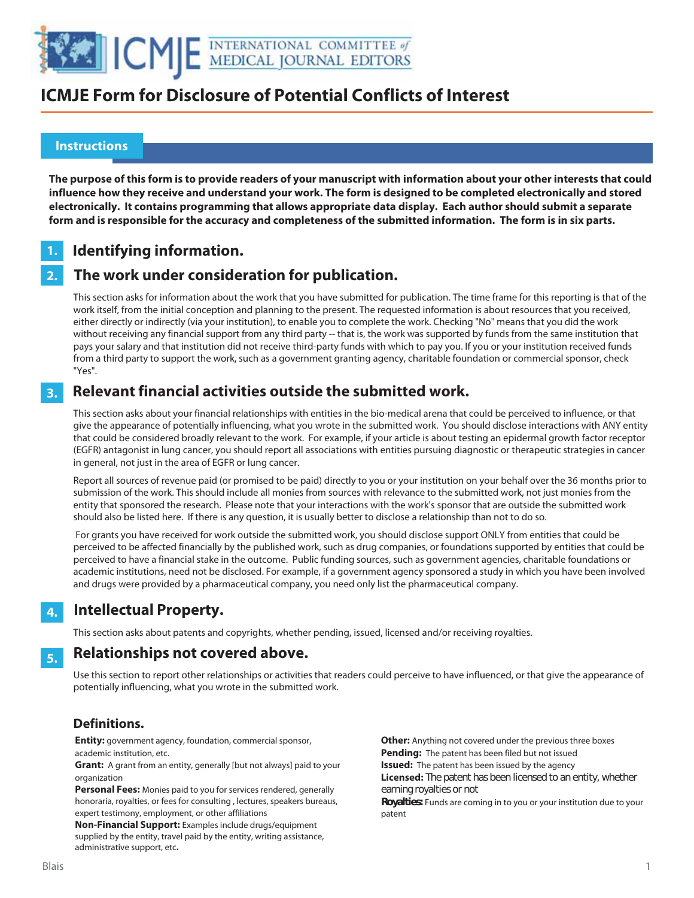# ICMJE Form for Disclosure of Potential Conflicts of Interest

## Instructions

**The purpose of this form is to provide readers of your manuscript with information about your other interests that could influence how they receive and understand your work. The form is designed to be completed electronically and stored electronically. It contains programming that allows appropriate data display. Each author should submit a separate form and is responsible for the accuracy and completeness of the submitted information. The form is in six parts.**

## 1. Identifying information.

## 2. The work under consideration for publication.

This section asks for information about the work that you have submitted for publication. The time frame for this reporting is that of the work itself, from the initial conception and planning to the present. The requested information is about resources that you received, either directly or indirectly (via your institution), to enable you to complete the work. Checking "No" means that you did the work without receiving any financial support from any third party -- that is, the work was supported by funds from the same institution that pays your salary and that institution did not receive third-party funds with which to pay you. If you or your institution received funds from a third party to support the work, such as a government granting agency, charitable foundation or commercial sponsor, check "Yes".

## 3. Relevant financial activities outside the submitted work.

This section asks about your financial relationships with entities in the bio-medical arena that could be perceived to influence, or that give the appearance of potentially influencing, what you wrote in the submitted work. You should disclose interactions with ANY entity that could be considered broadly relevant to the work. For example, if your article is about testing an epidermal growth factor receptor (EGFR) antagonist in lung cancer, you should report all associations with entities pursuing diagnostic or therapeutic strategies in cancer in general, not just in the area of EGFR or lung cancer.

Report all sources of revenue paid (or promised to be paid) directly to you or your institution on your behalf over the 36 months prior to submission of the work. This should include all monies from sources with relevance to the submitted work, not just monies from the entity that sponsored the research. Please note that your interactions with the work's sponsor that are outside the submitted work should also be listed here. If there is any question, it is usually better to disclose a relationship than not to do so.

For grants you have received for work outside the submitted work, you should disclose support ONLY from entities that could be perceived to be affected financially by the published work, such as drug companies, or foundations supported by entities that could be perceived to have a financial stake in the outcome. Public funding sources, such as government agencies, charitable foundations or academic institutions, need not be disclosed. For example, if a government agency sponsored a study in which you have been involved and drugs were provided by a pharmaceutical company, you need only list the pharmaceutical company.

## 4. Intellectual Property.

This section asks about patents and copyrights, whether pending, issued, licensed and/or receiving royalties.

## 5. Relationships not covered above.

Use this section to report other relationships or activities that readers could perceive to have influenced, or that give the appearance of potentially influencing, what you wrote in the submitted work.

### Definitions.

**Entity:** government agency, foundation, commercial sponsor, academic institution, etc.

**Grant:** A grant from an entity, generally [but not always] paid to your organization

**Personal Fees:** Monies paid to you for services rendered, generally honoraria, royalties, or fees for consulting , lectures, speakers bureaus, expert testimony, employment, or other affiliations

**Non-Financial Support:** Examples include drugs/equipment supplied by the entity, travel paid by the entity, writing assistance, administrative support, etc**.**

**Other:** Anything not covered under the previous three boxes

**Pending:** The patent has been filed but not issued

**Issued:** The patent has been issued by the agency

**Licensed:** The patent has been licensed to an entity, whether earning royalties or not

**Royalties:** Funds are coming in to you or your institution due to your patent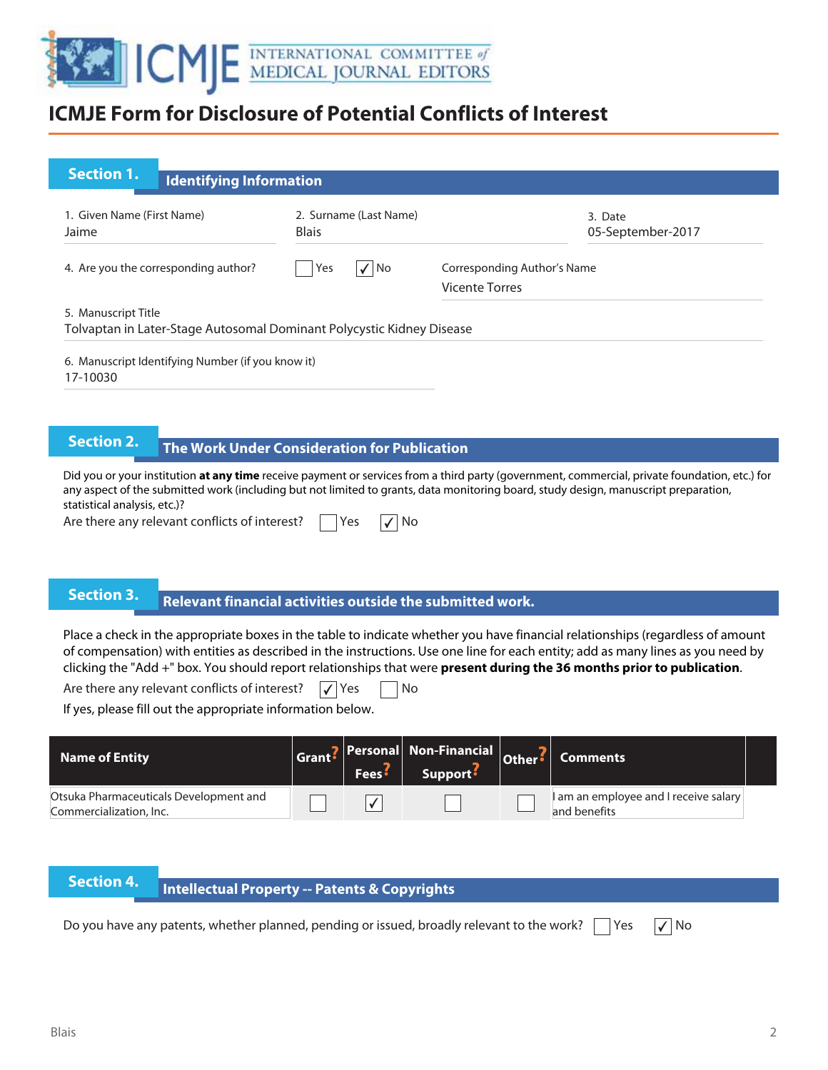# ICMJE Form for Disclosure of Potential Conflicts of Interest

## Section 1. Identifying Information

1. Given Name (First Name): Jaime
2. Surname (Last Name): Blais
3. Date: 05-September-2017
4. Are you the corresponding author? ☐ Yes ☑ No

Corresponding Author's Name: Vicente Torres

5. Manuscript Title: Tolvaptan in Later-Stage Autosomal Dominant Polycystic Kidney Disease
6. Manuscript Identifying Number (if you know it): 17-10030

## Section 2. The Work Under Consideration for Publication

Did you or your institution **at any time** receive payment or services from a third party (government, commercial, private foundation, etc.) for any aspect of the submitted work (including but not limited to grants, data monitoring board, study design, manuscript preparation, statistical analysis, etc.)?

Are there any relevant conflicts of interest? ☐ Yes ☑ No

## Section 3. Relevant financial activities outside the submitted work.

Place a check in the appropriate boxes in the table to indicate whether you have financial relationships (regardless of amount of compensation) with entities as described in the instructions. Use one line for each entity; add as many lines as you need by clicking the "Add +" box. You should report relationships that were **present during the 36 months prior to publication**.

Are there any relevant conflicts of interest? ☑ Yes ☐ No

If yes, please fill out the appropriate information below.

| Name of Entity | Grant? | Personal Fees? | Non-Financial Support? | Other? | Comments |
|---|---|---|---|---|---|
| Otsuka Pharmaceuticals Development and Commercialization, Inc. | ☐ | ☑ | ☐ | ☐ | I am an employee and I receive salary and benefits |

## Section 4. Intellectual Property -- Patents & Copyrights

Do you have any patents, whether planned, pending or issued, broadly relevant to the work? ☐ Yes ☑ No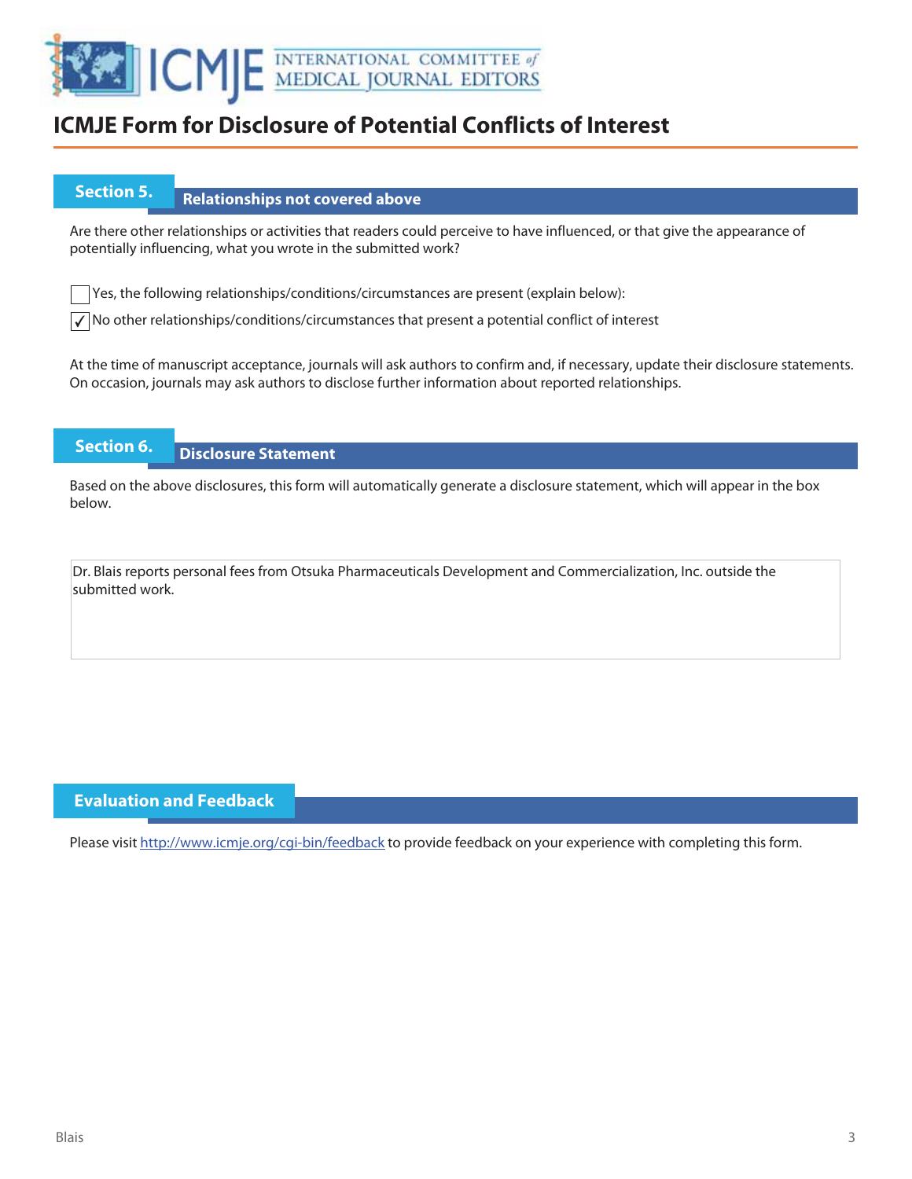# ICMJE Form for Disclosure of Potential Conflicts of Interest

## Section 5. Relationships not covered above

Are there other relationships or activities that readers could perceive to have influenced, or that give the appearance of potentially influencing, what you wrote in the submitted work?

☐ Yes, the following relationships/conditions/circumstances are present (explain below):

☑ No other relationships/conditions/circumstances that present a potential conflict of interest

At the time of manuscript acceptance, journals will ask authors to confirm and, if necessary, update their disclosure statements. On occasion, journals may ask authors to disclose further information about reported relationships.

## Section 6. Disclosure Statement

Based on the above disclosures, this form will automatically generate a disclosure statement, which will appear in the box below.

Dr. Blais reports personal fees from Otsuka Pharmaceuticals Development and Commercialization, Inc. outside the submitted work.

## Evaluation and Feedback

Please visit http://www.icmje.org/cgi-bin/feedback to provide feedback on your experience with completing this form.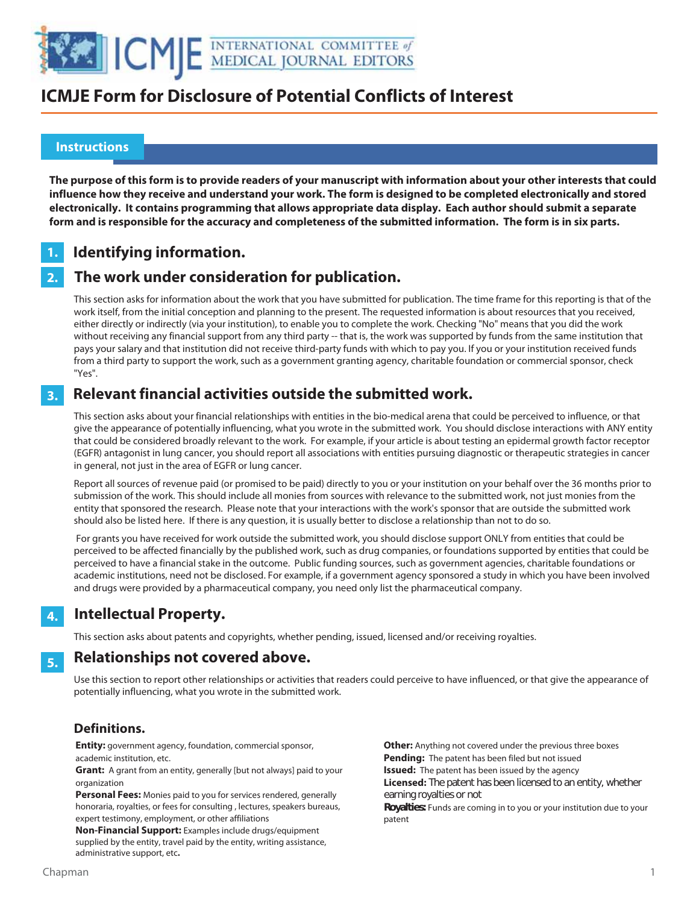# ICMJE Form for Disclosure of Potential Conflicts of Interest

## Instructions

**The purpose of this form is to provide readers of your manuscript with information about your other interests that could influence how they receive and understand your work. The form is designed to be completed electronically and stored electronically. It contains programming that allows appropriate data display. Each author should submit a separate form and is responsible for the accuracy and completeness of the submitted information. The form is in six parts.**

## 1. Identifying information.

## 2. The work under consideration for publication.

This section asks for information about the work that you have submitted for publication. The time frame for this reporting is that of the work itself, from the initial conception and planning to the present. The requested information is about resources that you received, either directly or indirectly (via your institution), to enable you to complete the work. Checking "No" means that you did the work without receiving any financial support from any third party -- that is, the work was supported by funds from the same institution that pays your salary and that institution did not receive third-party funds with which to pay you. If you or your institution received funds from a third party to support the work, such as a government granting agency, charitable foundation or commercial sponsor, check "Yes".

## 3. Relevant financial activities outside the submitted work.

This section asks about your financial relationships with entities in the bio-medical arena that could be perceived to influence, or that give the appearance of potentially influencing, what you wrote in the submitted work. You should disclose interactions with ANY entity that could be considered broadly relevant to the work. For example, if your article is about testing an epidermal growth factor receptor (EGFR) antagonist in lung cancer, you should report all associations with entities pursuing diagnostic or therapeutic strategies in cancer in general, not just in the area of EGFR or lung cancer.

Report all sources of revenue paid (or promised to be paid) directly to you or your institution on your behalf over the 36 months prior to submission of the work. This should include all monies from sources with relevance to the submitted work, not just monies from the entity that sponsored the research. Please note that your interactions with the work's sponsor that are outside the submitted work should also be listed here. If there is any question, it is usually better to disclose a relationship than not to do so.

For grants you have received for work outside the submitted work, you should disclose support ONLY from entities that could be perceived to be affected financially by the published work, such as drug companies, or foundations supported by entities that could be perceived to have a financial stake in the outcome. Public funding sources, such as government agencies, charitable foundations or academic institutions, need not be disclosed. For example, if a government agency sponsored a study in which you have been involved and drugs were provided by a pharmaceutical company, you need only list the pharmaceutical company.

## 4. Intellectual Property.

This section asks about patents and copyrights, whether pending, issued, licensed and/or receiving royalties.

## 5. Relationships not covered above.

Use this section to report other relationships or activities that readers could perceive to have influenced, or that give the appearance of potentially influencing, what you wrote in the submitted work.

### Definitions.

**Entity:** government agency, foundation, commercial sponsor, academic institution, etc.

**Grant:** A grant from an entity, generally [but not always] paid to your organization

**Personal Fees:** Monies paid to you for services rendered, generally honoraria, royalties, or fees for consulting , lectures, speakers bureaus, expert testimony, employment, or other affiliations

**Non-Financial Support:** Examples include drugs/equipment supplied by the entity, travel paid by the entity, writing assistance, administrative support, etc**.**

**Other:** Anything not covered under the previous three boxes

**Pending:** The patent has been filed but not issued

**Issued:** The patent has been issued by the agency

**Licensed:** The patent has been licensed to an entity, whether earning royalties or not

**Royalties:** Funds are coming in to you or your institution due to your patent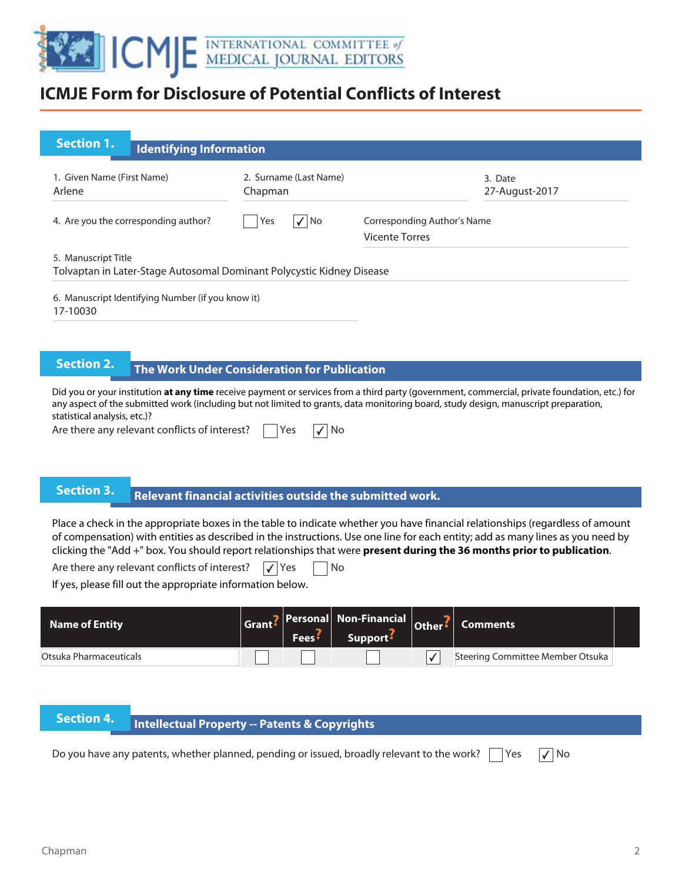# ICMJE Form for Disclosure of Potential Conflicts of Interest

## Section 1. Identifying Information

1. Given Name (First Name)
Arlene

2. Surname (Last Name)
Chapman

3. Date
27-August-2017

4. Are you the corresponding author? ☐ Yes ☑ No

Corresponding Author's Name
Vicente Torres

5. Manuscript Title
Tolvaptan in Later-Stage Autosomal Dominant Polycystic Kidney Disease

6. Manuscript Identifying Number (if you know it)
17-10030

## Section 2. The Work Under Consideration for Publication

Did you or your institution **at any time** receive payment or services from a third party (government, commercial, private foundation, etc.) for any aspect of the submitted work (including but not limited to grants, data monitoring board, study design, manuscript preparation, statistical analysis, etc.)?

Are there any relevant conflicts of interest? ☐ Yes ☑ No

## Section 3. Relevant financial activities outside the submitted work.

Place a check in the appropriate boxes in the table to indicate whether you have financial relationships (regardless of amount of compensation) with entities as described in the instructions. Use one line for each entity; add as many lines as you need by clicking the "Add +" box. You should report relationships that were **present during the 36 months prior to publication**.

Are there any relevant conflicts of interest? ☑ Yes ☐ No

If yes, please fill out the appropriate information below.

| Name of Entity | Grant? | Personal Fees? | Non-Financial Support? | Other? | Comments |
|---|---|---|---|---|---|
| Otsuka Pharmaceuticals | ☐ | ☐ | ☐ | ☑ | Steering Committee Member Otsuka |

## Section 4. Intellectual Property -- Patents & Copyrights

Do you have any patents, whether planned, pending or issued, broadly relevant to the work? ☐ Yes ☑ No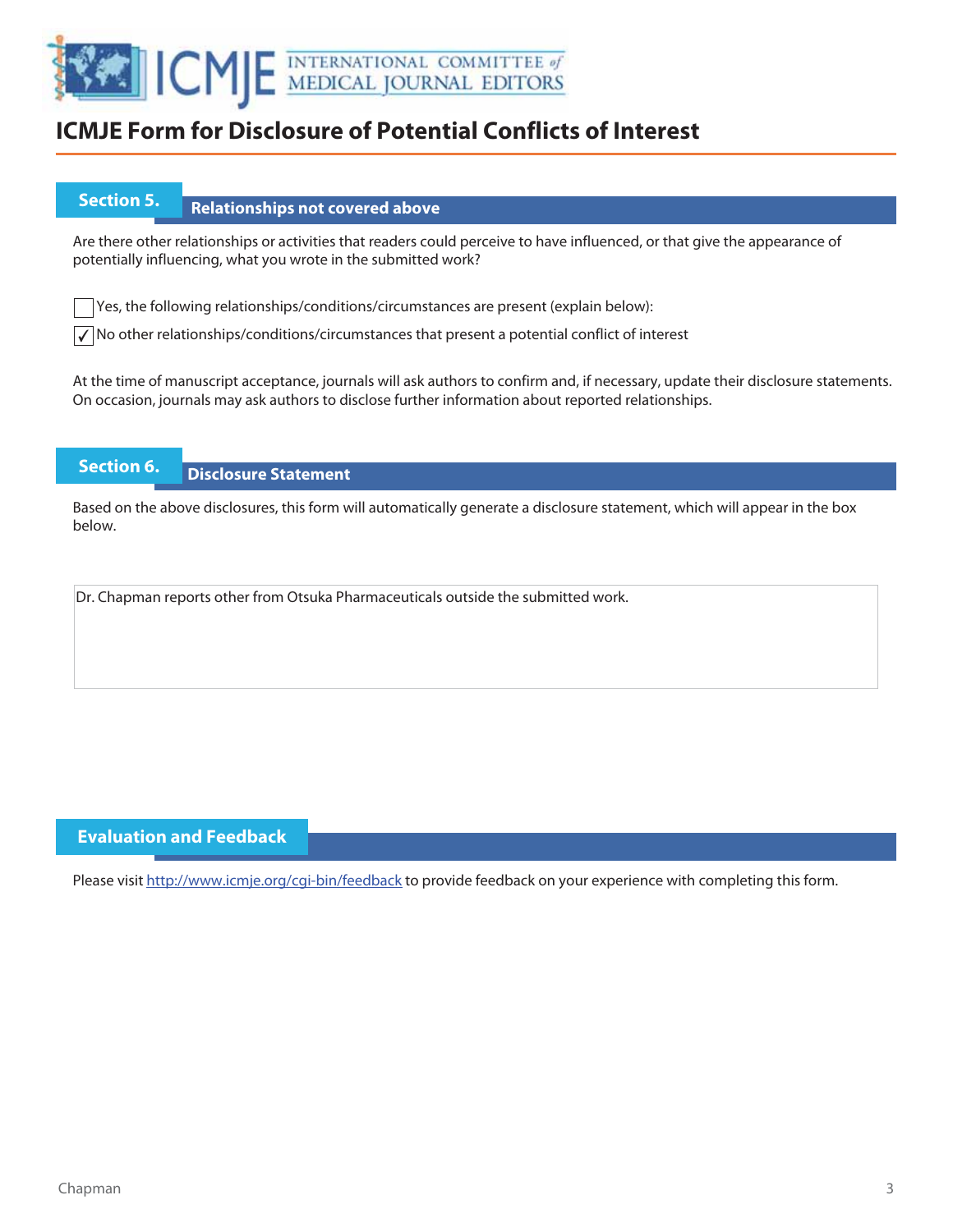# ICMJE Form for Disclosure of Potential Conflicts of Interest

## Section 5. Relationships not covered above

Are there other relationships or activities that readers could perceive to have influenced, or that give the appearance of potentially influencing, what you wrote in the submitted work?

☐ Yes, the following relationships/conditions/circumstances are present (explain below):

☑ No other relationships/conditions/circumstances that present a potential conflict of interest

At the time of manuscript acceptance, journals will ask authors to confirm and, if necessary, update their disclosure statements. On occasion, journals may ask authors to disclose further information about reported relationships.

## Section 6. Disclosure Statement

Based on the above disclosures, this form will automatically generate a disclosure statement, which will appear in the box below.

Dr. Chapman reports other from Otsuka Pharmaceuticals outside the submitted work.

## Evaluation and Feedback

Please visit http://www.icmje.org/cgi-bin/feedback to provide feedback on your experience with completing this form.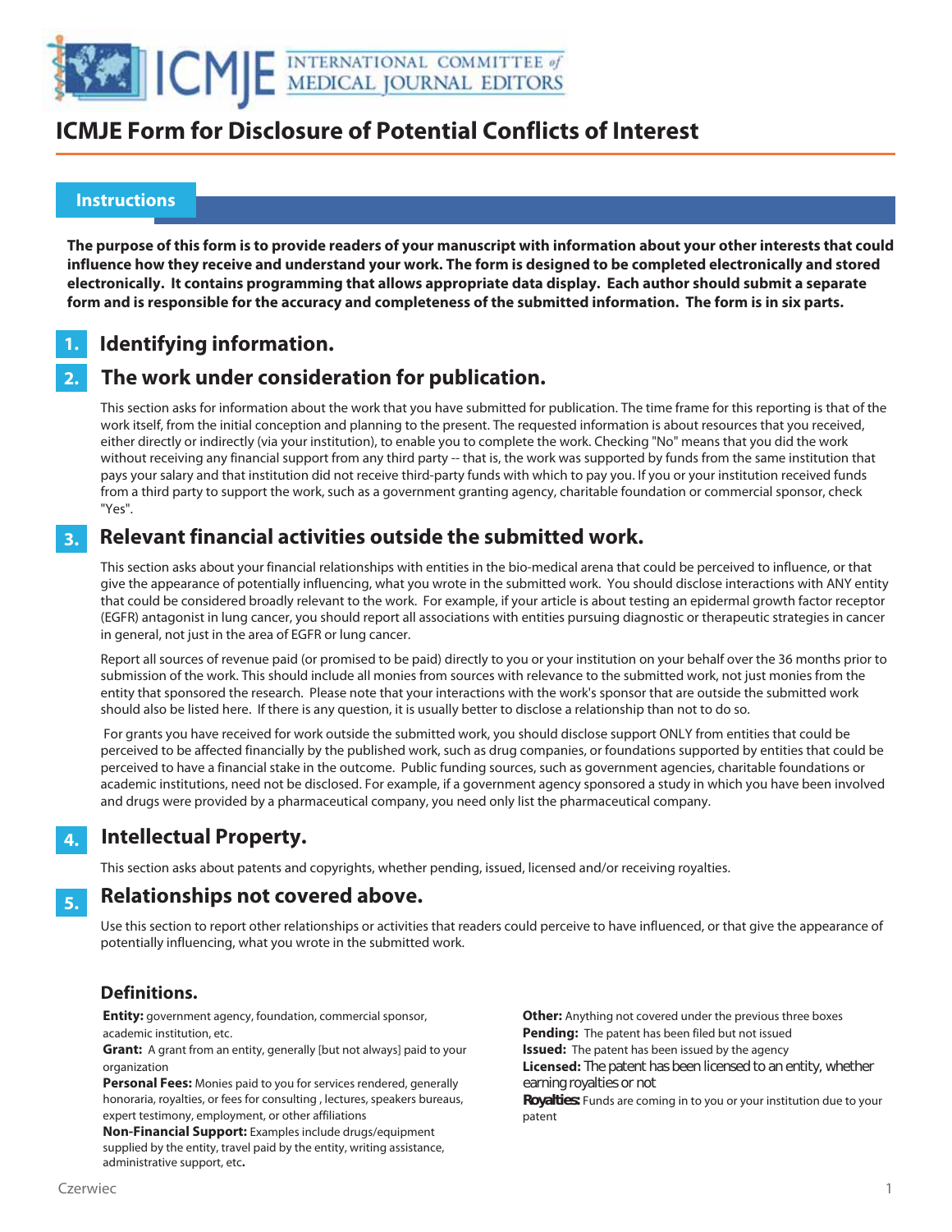# ICMJE Form for Disclosure of Potential Conflicts of Interest

## Instructions

**The purpose of this form is to provide readers of your manuscript with information about your other interests that could influence how they receive and understand your work. The form is designed to be completed electronically and stored electronically. It contains programming that allows appropriate data display. Each author should submit a separate form and is responsible for the accuracy and completeness of the submitted information. The form is in six parts.**

### 1. Identifying information.

### 2. The work under consideration for publication.

This section asks for information about the work that you have submitted for publication. The time frame for this reporting is that of the work itself, from the initial conception and planning to the present. The requested information is about resources that you received, either directly or indirectly (via your institution), to enable you to complete the work. Checking "No" means that you did the work without receiving any financial support from any third party -- that is, the work was supported by funds from the same institution that pays your salary and that institution did not receive third-party funds with which to pay you. If you or your institution received funds from a third party to support the work, such as a government granting agency, charitable foundation or commercial sponsor, check "Yes".

### 3. Relevant financial activities outside the submitted work.

This section asks about your financial relationships with entities in the bio-medical arena that could be perceived to influence, or that give the appearance of potentially influencing, what you wrote in the submitted work. You should disclose interactions with ANY entity that could be considered broadly relevant to the work. For example, if your article is about testing an epidermal growth factor receptor (EGFR) antagonist in lung cancer, you should report all associations with entities pursuing diagnostic or therapeutic strategies in cancer in general, not just in the area of EGFR or lung cancer.

Report all sources of revenue paid (or promised to be paid) directly to you or your institution on your behalf over the 36 months prior to submission of the work. This should include all monies from sources with relevance to the submitted work, not just monies from the entity that sponsored the research. Please note that your interactions with the work's sponsor that are outside the submitted work should also be listed here. If there is any question, it is usually better to disclose a relationship than not to do so.

For grants you have received for work outside the submitted work, you should disclose support ONLY from entities that could be perceived to be affected financially by the published work, such as drug companies, or foundations supported by entities that could be perceived to have a financial stake in the outcome. Public funding sources, such as government agencies, charitable foundations or academic institutions, need not be disclosed. For example, if a government agency sponsored a study in which you have been involved and drugs were provided by a pharmaceutical company, you need only list the pharmaceutical company.

### 4. Intellectual Property.

This section asks about patents and copyrights, whether pending, issued, licensed and/or receiving royalties.

### 5. Relationships not covered above.

Use this section to report other relationships or activities that readers could perceive to have influenced, or that give the appearance of potentially influencing, what you wrote in the submitted work.

### Definitions.

**Entity:** government agency, foundation, commercial sponsor, academic institution, etc.

**Grant:** A grant from an entity, generally [but not always] paid to your organization

**Personal Fees:** Monies paid to you for services rendered, generally honoraria, royalties, or fees for consulting , lectures, speakers bureaus, expert testimony, employment, or other affiliations

**Non-Financial Support:** Examples include drugs/equipment supplied by the entity, travel paid by the entity, writing assistance, administrative support, etc**.**

**Other:** Anything not covered under the previous three boxes

**Pending:** The patent has been filed but not issued

**Issued:** The patent has been issued by the agency

**Licensed:** The patent has been licensed to an entity, whether earning royalties or not

**Royalties:** Funds are coming in to you or your institution due to your patent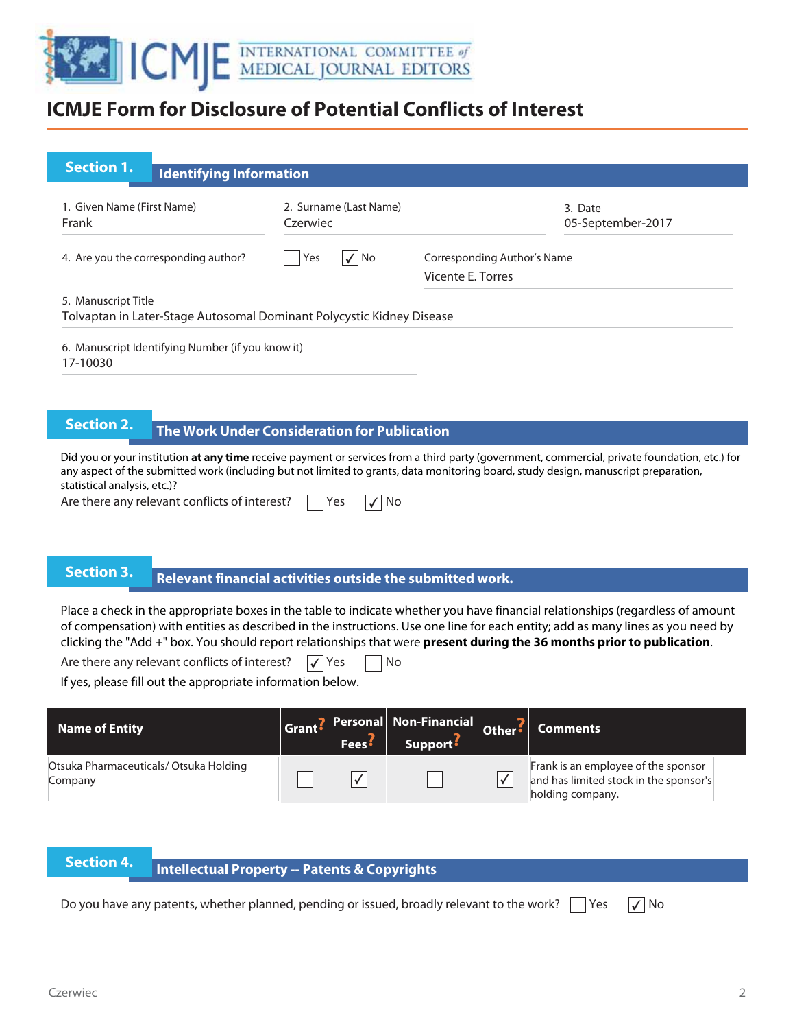# ICMJE Form for Disclosure of Potential Conflicts of Interest

## Section 1. Identifying Information

1. Given Name (First Name): Frank
2. Surname (Last Name): Czerwiec
3. Date: 05-September-2017

4. Are you the corresponding author? ☐ Yes ☑ No

Corresponding Author's Name: Vicente E. Torres

5. Manuscript Title: Tolvaptan in Later-Stage Autosomal Dominant Polycystic Kidney Disease

6. Manuscript Identifying Number (if you know it): 17-10030

## Section 2. The Work Under Consideration for Publication

Did you or your institution **at any time** receive payment or services from a third party (government, commercial, private foundation, etc.) for any aspect of the submitted work (including but not limited to grants, data monitoring board, study design, manuscript preparation, statistical analysis, etc.)?

Are there any relevant conflicts of interest? ☐ Yes ☑ No

## Section 3. Relevant financial activities outside the submitted work.

Place a check in the appropriate boxes in the table to indicate whether you have financial relationships (regardless of amount of compensation) with entities as described in the instructions. Use one line for each entity; add as many lines as you need by clicking the "Add +" box. You should report relationships that were **present during the 36 months prior to publication**.

Are there any relevant conflicts of interest? ☑ Yes ☐ No

If yes, please fill out the appropriate information below.

| Name of Entity | Grant? | Personal Fees? | Non-Financial Support? | Other? | Comments |
|---|---|---|---|---|---|
| Otsuka Pharmaceuticals/ Otsuka Holding Company | ☐ | ☑ | ☐ | ☑ | Frank is an employee of the sponsor and has limited stock in the sponsor's holding company. |

## Section 4. Intellectual Property -- Patents & Copyrights

Do you have any patents, whether planned, pending or issued, broadly relevant to the work? ☐ Yes ☑ No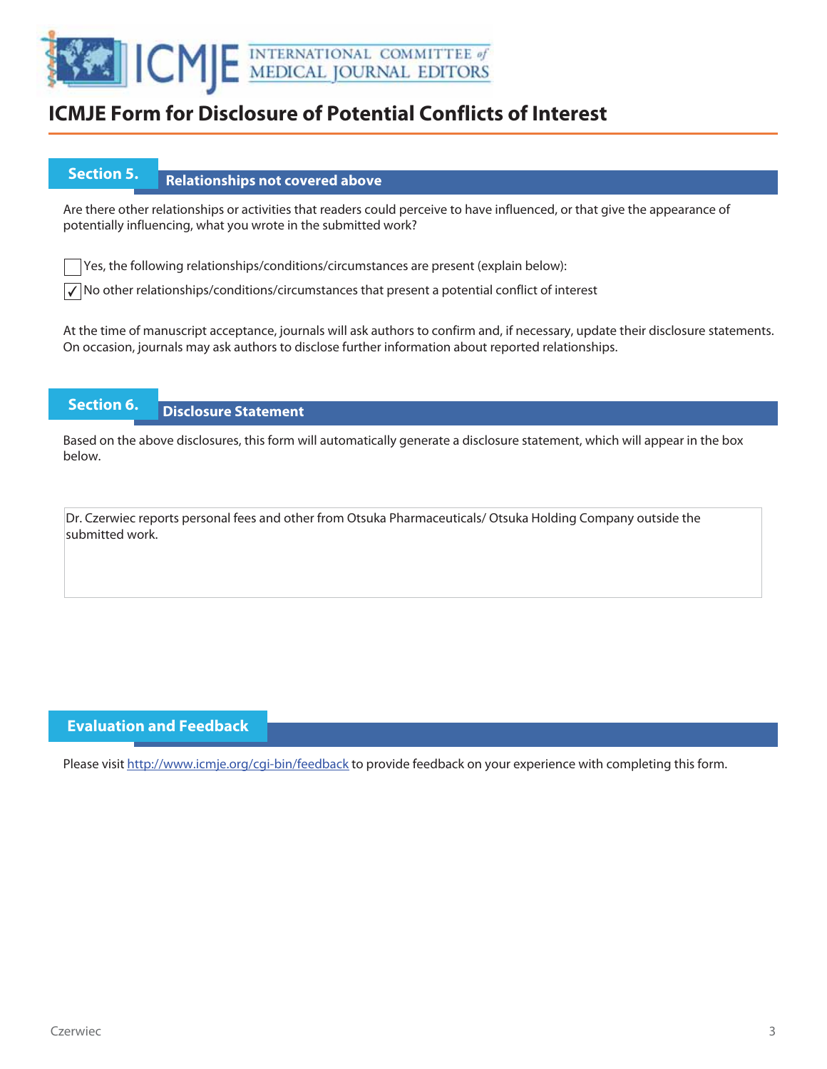# ICMJE Form for Disclosure of Potential Conflicts of Interest

## Section 5. Relationships not covered above

Are there other relationships or activities that readers could perceive to have influenced, or that give the appearance of potentially influencing, what you wrote in the submitted work?

☐ Yes, the following relationships/conditions/circumstances are present (explain below):

☑ No other relationships/conditions/circumstances that present a potential conflict of interest

At the time of manuscript acceptance, journals will ask authors to confirm and, if necessary, update their disclosure statements. On occasion, journals may ask authors to disclose further information about reported relationships.

## Section 6. Disclosure Statement

Based on the above disclosures, this form will automatically generate a disclosure statement, which will appear in the box below.

Dr. Czerwiec reports personal fees and other from Otsuka Pharmaceuticals/ Otsuka Holding Company outside the submitted work.

## Evaluation and Feedback

Please visit http://www.icmje.org/cgi-bin/feedback to provide feedback on your experience with completing this form.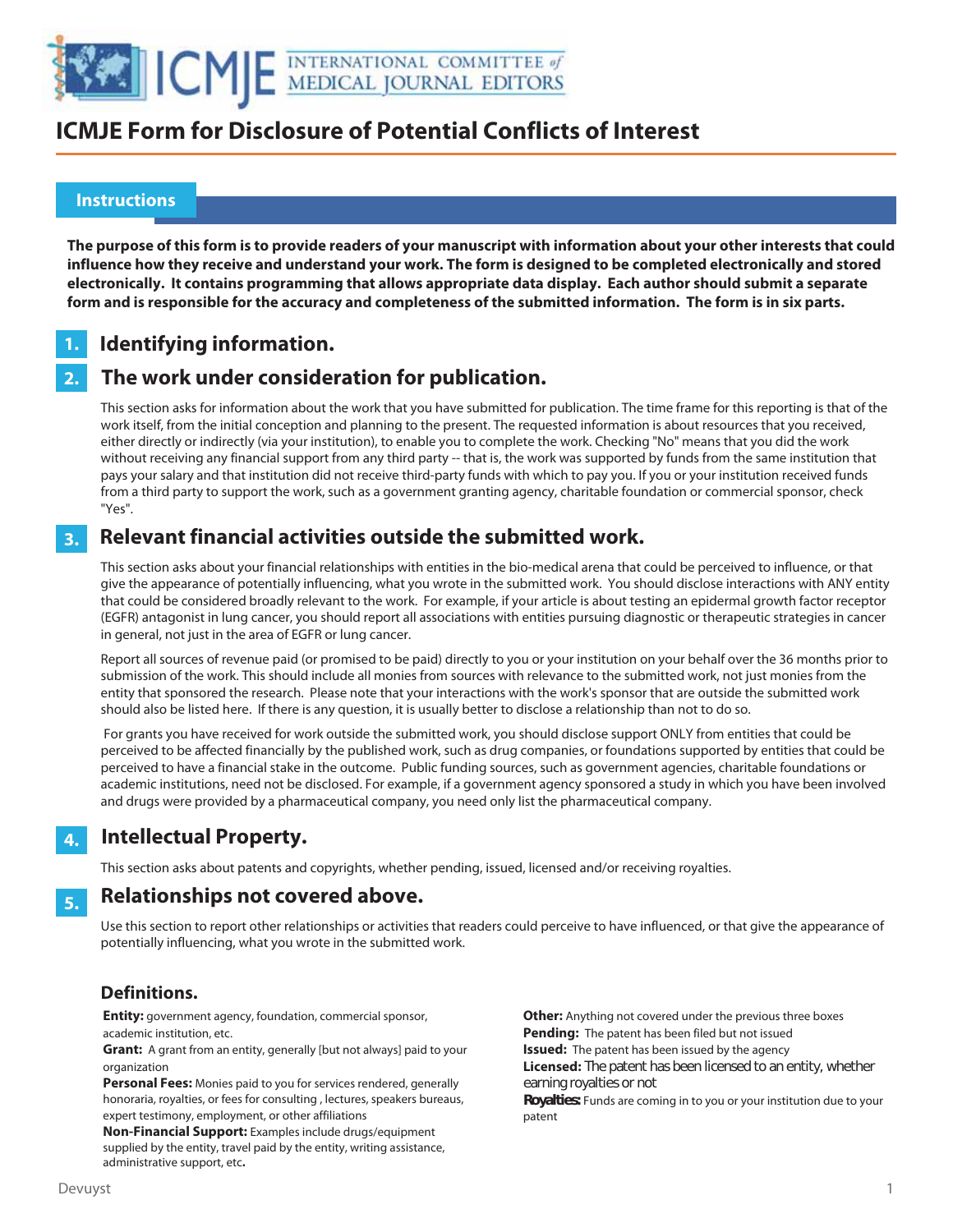# ICMJE Form for Disclosure of Potential Conflicts of Interest

## Instructions

**The purpose of this form is to provide readers of your manuscript with information about your other interests that could influence how they receive and understand your work. The form is designed to be completed electronically and stored electronically. It contains programming that allows appropriate data display. Each author should submit a separate form and is responsible for the accuracy and completeness of the submitted information. The form is in six parts.**

## 1. Identifying information.

## 2. The work under consideration for publication.

This section asks for information about the work that you have submitted for publication. The time frame for this reporting is that of the work itself, from the initial conception and planning to the present. The requested information is about resources that you received, either directly or indirectly (via your institution), to enable you to complete the work. Checking "No" means that you did the work without receiving any financial support from any third party -- that is, the work was supported by funds from the same institution that pays your salary and that institution did not receive third-party funds with which to pay you. If you or your institution received funds from a third party to support the work, such as a government granting agency, charitable foundation or commercial sponsor, check "Yes".

## 3. Relevant financial activities outside the submitted work.

This section asks about your financial relationships with entities in the bio-medical arena that could be perceived to influence, or that give the appearance of potentially influencing, what you wrote in the submitted work. You should disclose interactions with ANY entity that could be considered broadly relevant to the work. For example, if your article is about testing an epidermal growth factor receptor (EGFR) antagonist in lung cancer, you should report all associations with entities pursuing diagnostic or therapeutic strategies in cancer in general, not just in the area of EGFR or lung cancer.

Report all sources of revenue paid (or promised to be paid) directly to you or your institution on your behalf over the 36 months prior to submission of the work. This should include all monies from sources with relevance to the submitted work, not just monies from the entity that sponsored the research. Please note that your interactions with the work's sponsor that are outside the submitted work should also be listed here. If there is any question, it is usually better to disclose a relationship than not to do so.

For grants you have received for work outside the submitted work, you should disclose support ONLY from entities that could be perceived to be affected financially by the published work, such as drug companies, or foundations supported by entities that could be perceived to have a financial stake in the outcome. Public funding sources, such as government agencies, charitable foundations or academic institutions, need not be disclosed. For example, if a government agency sponsored a study in which you have been involved and drugs were provided by a pharmaceutical company, you need only list the pharmaceutical company.

## 4. Intellectual Property.

This section asks about patents and copyrights, whether pending, issued, licensed and/or receiving royalties.

## 5. Relationships not covered above.

Use this section to report other relationships or activities that readers could perceive to have influenced, or that give the appearance of potentially influencing, what you wrote in the submitted work.

### Definitions.

**Entity:** government agency, foundation, commercial sponsor, academic institution, etc.

**Grant:** A grant from an entity, generally [but not always] paid to your organization

**Personal Fees:** Monies paid to you for services rendered, generally honoraria, royalties, or fees for consulting , lectures, speakers bureaus, expert testimony, employment, or other affiliations

**Non-Financial Support:** Examples include drugs/equipment supplied by the entity, travel paid by the entity, writing assistance, administrative support, etc**.**

**Other:** Anything not covered under the previous three boxes

**Pending:** The patent has been filed but not issued

**Issued:** The patent has been issued by the agency

**Licensed:** The patent has been licensed to an entity, whether earning royalties or not

**Royalties:** Funds are coming in to you or your institution due to your patent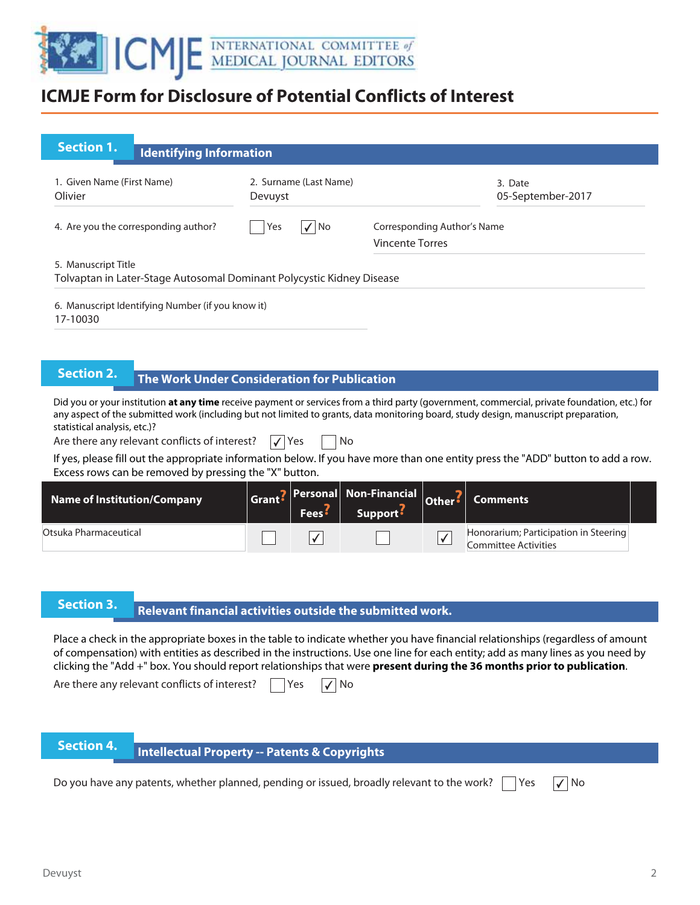# ICMJE Form for Disclosure of Potential Conflicts of Interest

## Section 1. Identifying Information

1. Given Name (First Name)
Olivier

2. Surname (Last Name)
Devuyst

3. Date
05-September-2017

4. Are you the corresponding author? ☐ Yes ☑ No

Corresponding Author's Name
Vincente Torres

5. Manuscript Title
Tolvaptan in Later-Stage Autosomal Dominant Polycystic Kidney Disease

6. Manuscript Identifying Number (if you know it)
17-10030

## Section 2. The Work Under Consideration for Publication

Did you or your institution **at any time** receive payment or services from a third party (government, commercial, private foundation, etc.) for any aspect of the submitted work (including but not limited to grants, data monitoring board, study design, manuscript preparation, statistical analysis, etc.)?

Are there any relevant conflicts of interest? ☑ Yes ☐ No

If yes, please fill out the appropriate information below. If you have more than one entity press the "ADD" button to add a row. Excess rows can be removed by pressing the "X" button.

| Name of Institution/Company | Grant? | Personal Fees? | Non-Financial Support? | Other? | Comments |
|---|---|---|---|---|---|
| Otsuka Pharmaceutical | ☐ | ☑ | ☐ | ☑ | Honorarium; Participation in Steering Committee Activities |

## Section 3. Relevant financial activities outside the submitted work.

Place a check in the appropriate boxes in the table to indicate whether you have financial relationships (regardless of amount of compensation) with entities as described in the instructions. Use one line for each entity; add as many lines as you need by clicking the "Add +" box. You should report relationships that were **present during the 36 months prior to publication**.

Are there any relevant conflicts of interest? ☐ Yes ☑ No

## Section 4. Intellectual Property -- Patents & Copyrights

Do you have any patents, whether planned, pending or issued, broadly relevant to the work? ☐ Yes ☑ No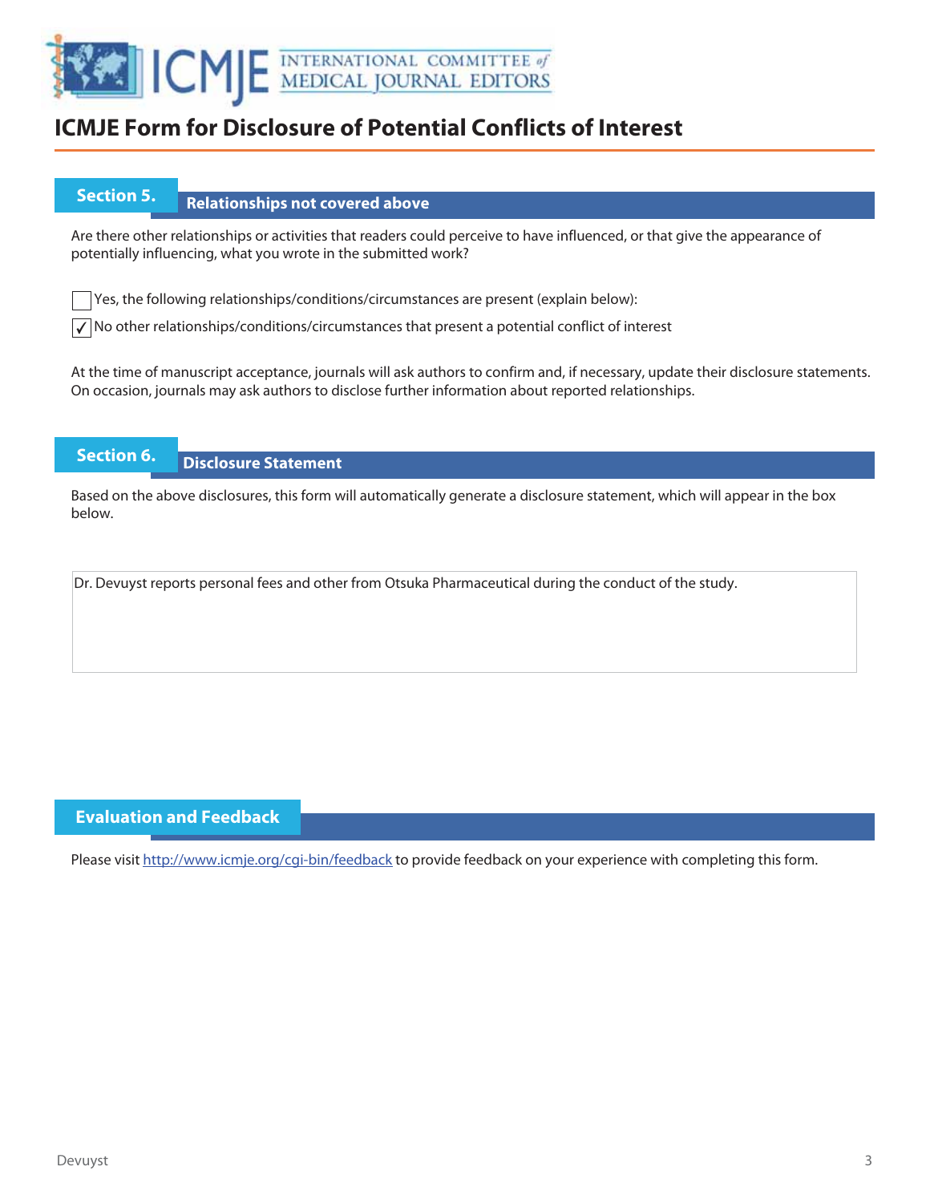# ICMJE Form for Disclosure of Potential Conflicts of Interest

## Section 5. Relationships not covered above

Are there other relationships or activities that readers could perceive to have influenced, or that give the appearance of potentially influencing, what you wrote in the submitted work?

☐ Yes, the following relationships/conditions/circumstances are present (explain below):

☑ No other relationships/conditions/circumstances that present a potential conflict of interest

At the time of manuscript acceptance, journals will ask authors to confirm and, if necessary, update their disclosure statements. On occasion, journals may ask authors to disclose further information about reported relationships.

## Section 6. Disclosure Statement

Based on the above disclosures, this form will automatically generate a disclosure statement, which will appear in the box below.

Dr. Devuyst reports personal fees and other from Otsuka Pharmaceutical during the conduct of the study.

## Evaluation and Feedback

Please visit http://www.icmje.org/cgi-bin/feedback to provide feedback on your experience with completing this form.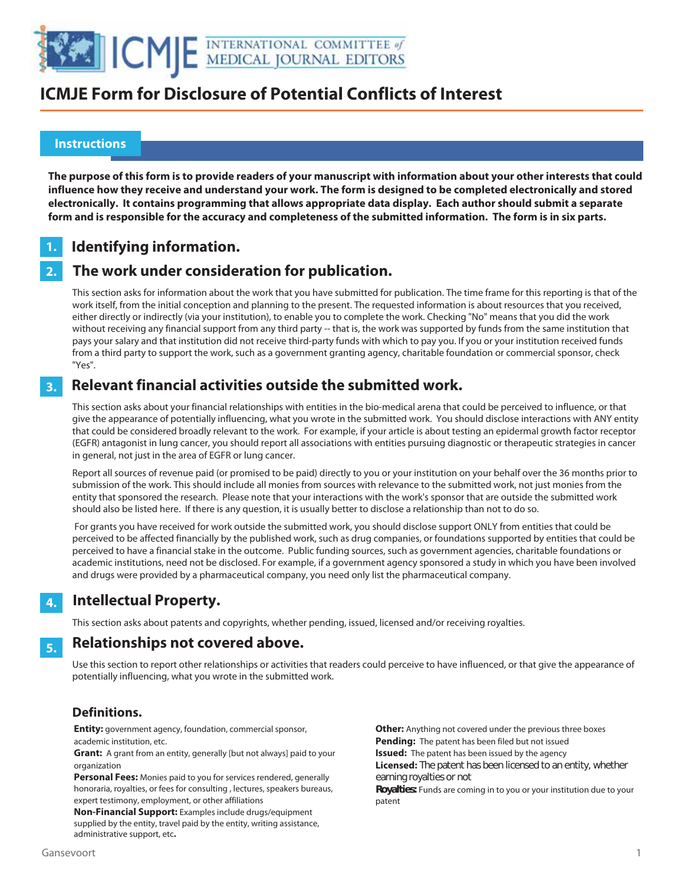# ICMJE Form for Disclosure of Potential Conflicts of Interest

## Instructions

**The purpose of this form is to provide readers of your manuscript with information about your other interests that could influence how they receive and understand your work. The form is designed to be completed electronically and stored electronically. It contains programming that allows appropriate data display. Each author should submit a separate form and is responsible for the accuracy and completeness of the submitted information. The form is in six parts.**

### 1. Identifying information.

### 2. The work under consideration for publication.

This section asks for information about the work that you have submitted for publication. The time frame for this reporting is that of the work itself, from the initial conception and planning to the present. The requested information is about resources that you received, either directly or indirectly (via your institution), to enable you to complete the work. Checking "No" means that you did the work without receiving any financial support from any third party -- that is, the work was supported by funds from the same institution that pays your salary and that institution did not receive third-party funds with which to pay you. If you or your institution received funds from a third party to support the work, such as a government granting agency, charitable foundation or commercial sponsor, check "Yes".

### 3. Relevant financial activities outside the submitted work.

This section asks about your financial relationships with entities in the bio-medical arena that could be perceived to influence, or that give the appearance of potentially influencing, what you wrote in the submitted work. You should disclose interactions with ANY entity that could be considered broadly relevant to the work. For example, if your article is about testing an epidermal growth factor receptor (EGFR) antagonist in lung cancer, you should report all associations with entities pursuing diagnostic or therapeutic strategies in cancer in general, not just in the area of EGFR or lung cancer.

Report all sources of revenue paid (or promised to be paid) directly to you or your institution on your behalf over the 36 months prior to submission of the work. This should include all monies from sources with relevance to the submitted work, not just monies from the entity that sponsored the research. Please note that your interactions with the work's sponsor that are outside the submitted work should also be listed here. If there is any question, it is usually better to disclose a relationship than not to do so.

For grants you have received for work outside the submitted work, you should disclose support ONLY from entities that could be perceived to be affected financially by the published work, such as drug companies, or foundations supported by entities that could be perceived to have a financial stake in the outcome. Public funding sources, such as government agencies, charitable foundations or academic institutions, need not be disclosed. For example, if a government agency sponsored a study in which you have been involved and drugs were provided by a pharmaceutical company, you need only list the pharmaceutical company.

### 4. Intellectual Property.

This section asks about patents and copyrights, whether pending, issued, licensed and/or receiving royalties.

### 5. Relationships not covered above.

Use this section to report other relationships or activities that readers could perceive to have influenced, or that give the appearance of potentially influencing, what you wrote in the submitted work.

### Definitions.

**Entity:** government agency, foundation, commercial sponsor, academic institution, etc.

**Grant:** A grant from an entity, generally [but not always] paid to your organization

**Personal Fees:** Monies paid to you for services rendered, generally honoraria, royalties, or fees for consulting , lectures, speakers bureaus, expert testimony, employment, or other affiliations

**Non-Financial Support:** Examples include drugs/equipment supplied by the entity, travel paid by the entity, writing assistance, administrative support, etc**.**

**Other:** Anything not covered under the previous three boxes

**Pending:** The patent has been filed but not issued

**Issued:** The patent has been issued by the agency

**Licensed:** The patent has been licensed to an entity, whether earning royalties or not

**Royalties:** Funds are coming in to you or your institution due to your patent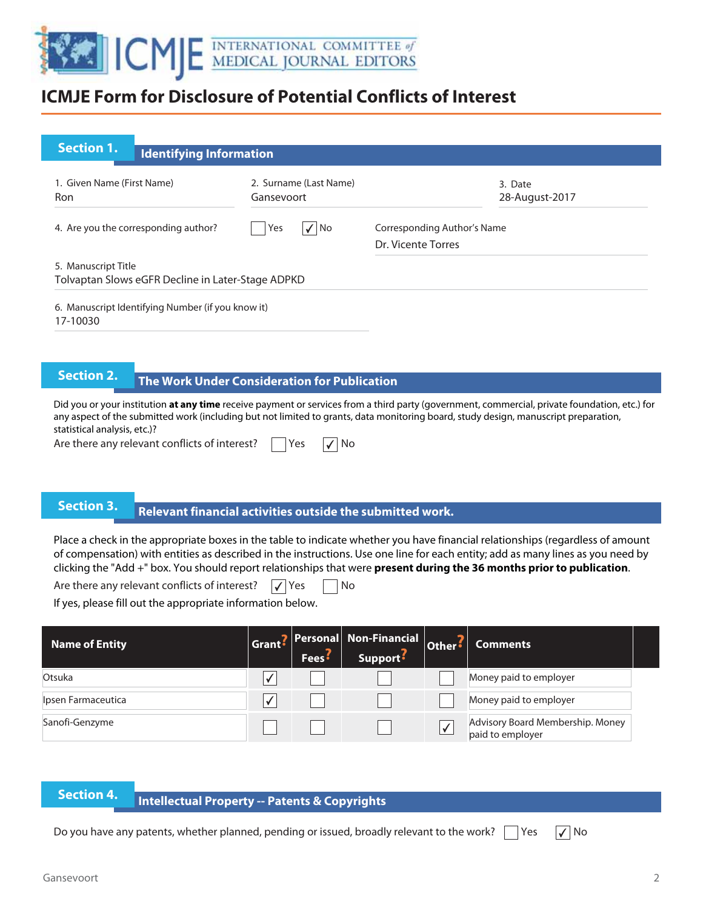# ICMJE Form for Disclosure of Potential Conflicts of Interest

## Section 1. Identifying Information

1. Given Name (First Name): Ron
2. Surname (Last Name): Gansevoort
3. Date: 28-August-2017
4. Are you the corresponding author? ☐ Yes ☑ No
   Corresponding Author's Name: Dr. Vicente Torres
5. Manuscript Title: Tolvaptan Slows eGFR Decline in Later-Stage ADPKD
6. Manuscript Identifying Number (if you know it): 17-10030

## Section 2. The Work Under Consideration for Publication

Did you or your institution **at any time** receive payment or services from a third party (government, commercial, private foundation, etc.) for any aspect of the submitted work (including but not limited to grants, data monitoring board, study design, manuscript preparation, statistical analysis, etc.)?

Are there any relevant conflicts of interest? ☐ Yes ☑ No

## Section 3. Relevant financial activities outside the submitted work.

Place a check in the appropriate boxes in the table to indicate whether you have financial relationships (regardless of amount of compensation) with entities as described in the instructions. Use one line for each entity; add as many lines as you need by clicking the "Add +" box. You should report relationships that were **present during the 36 months prior to publication**.

Are there any relevant conflicts of interest? ☑ Yes ☐ No

If yes, please fill out the appropriate information below.

| Name of Entity | Grant? | Personal Fees? | Non-Financial Support? | Other? | Comments |
|---|---|---|---|---|---|
| Otsuka | ✓ | | | | Money paid to employer |
| Ipsen Farmaceutica | ✓ | | | | Money paid to employer |
| Sanofi-Genzyme | | | | ✓ | Advisory Board Membership. Money paid to employer |

## Section 4. Intellectual Property -- Patents & Copyrights

Do you have any patents, whether planned, pending or issued, broadly relevant to the work? ☐ Yes ☑ No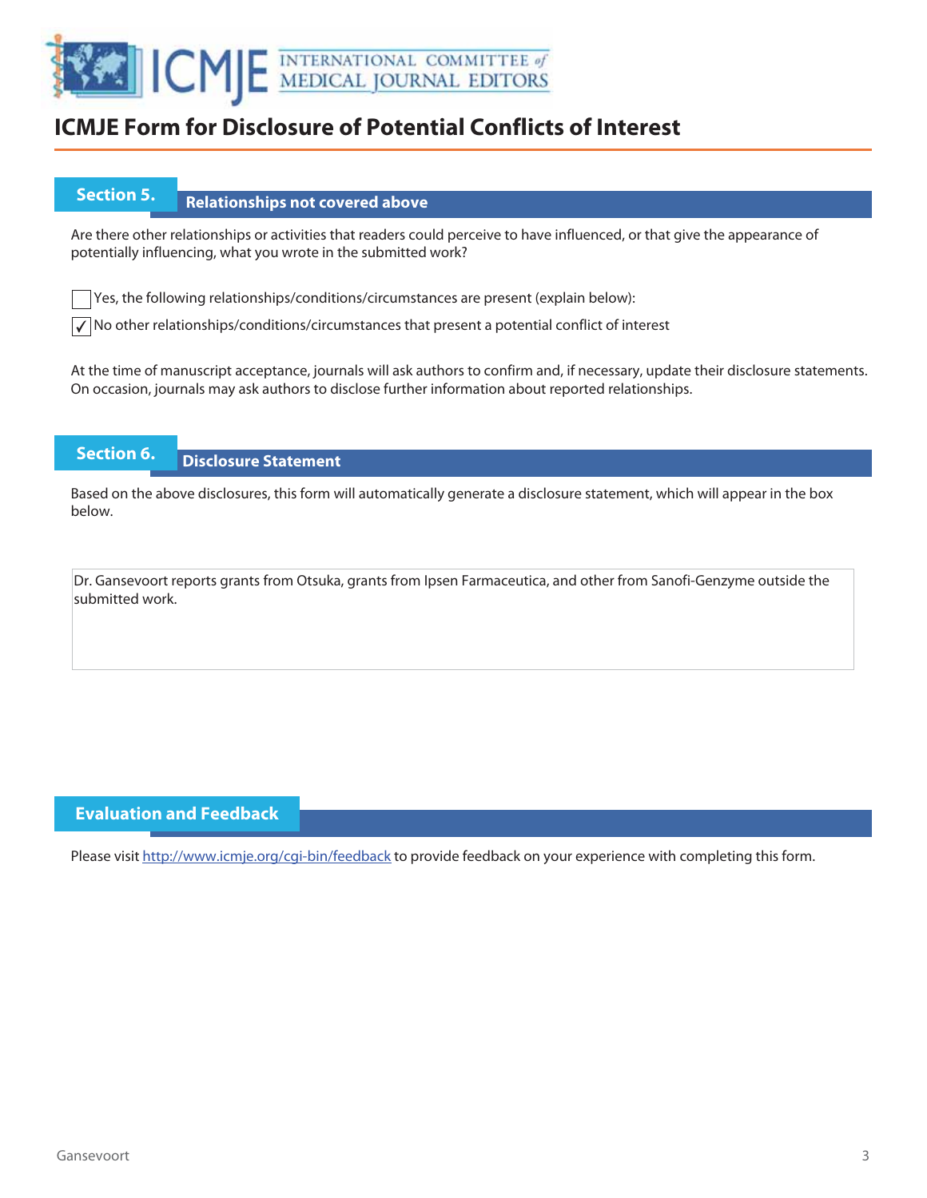# ICMJE Form for Disclosure of Potential Conflicts of Interest

## Section 5. Relationships not covered above

Are there other relationships or activities that readers could perceive to have influenced, or that give the appearance of potentially influencing, what you wrote in the submitted work?

☐ Yes, the following relationships/conditions/circumstances are present (explain below):

☑ No other relationships/conditions/circumstances that present a potential conflict of interest

At the time of manuscript acceptance, journals will ask authors to confirm and, if necessary, update their disclosure statements. On occasion, journals may ask authors to disclose further information about reported relationships.

## Section 6. Disclosure Statement

Based on the above disclosures, this form will automatically generate a disclosure statement, which will appear in the box below.

Dr. Gansevoort reports grants from Otsuka, grants from Ipsen Farmaceutica, and other from Sanofi-Genzyme outside the submitted work.

## Evaluation and Feedback

Please visit http://www.icmje.org/cgi-bin/feedback to provide feedback on your experience with completing this form.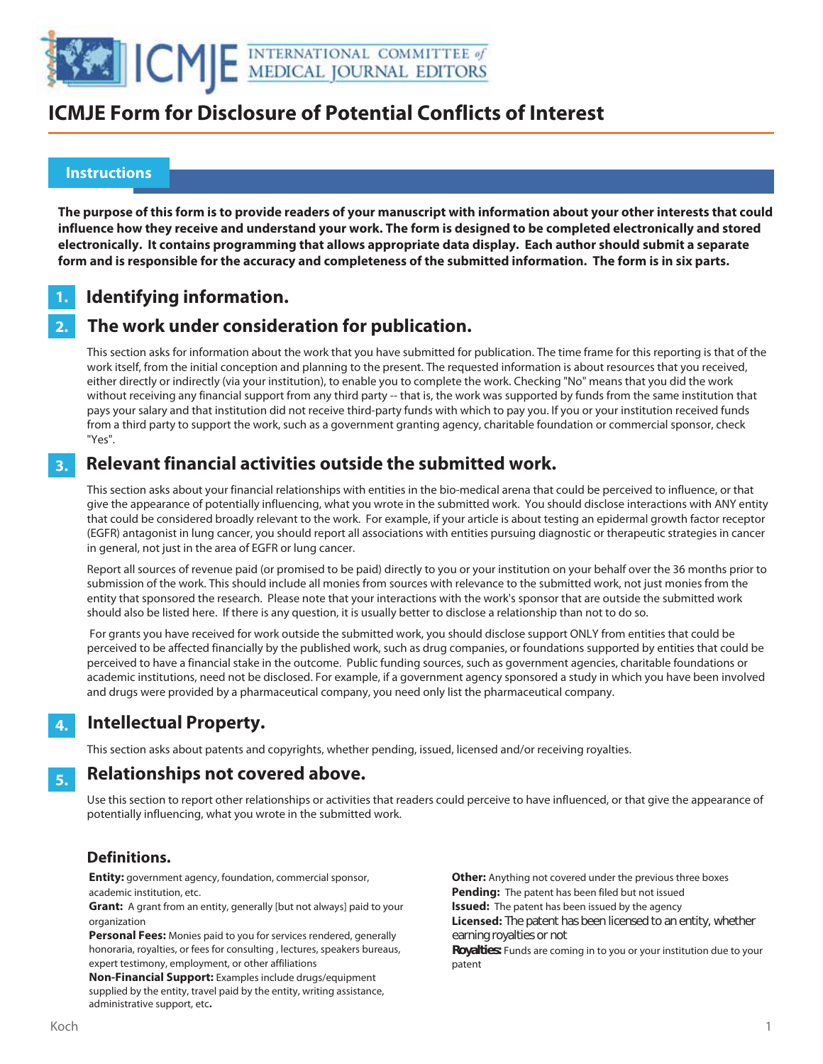# ICMJE Form for Disclosure of Potential Conflicts of Interest

## Instructions

**The purpose of this form is to provide readers of your manuscript with information about your other interests that could influence how they receive and understand your work. The form is designed to be completed electronically and stored electronically. It contains programming that allows appropriate data display. Each author should submit a separate form and is responsible for the accuracy and completeness of the submitted information. The form is in six parts.**

## 1. Identifying information.

## 2. The work under consideration for publication.

This section asks for information about the work that you have submitted for publication. The time frame for this reporting is that of the work itself, from the initial conception and planning to the present. The requested information is about resources that you received, either directly or indirectly (via your institution), to enable you to complete the work. Checking "No" means that you did the work without receiving any financial support from any third party -- that is, the work was supported by funds from the same institution that pays your salary and that institution did not receive third-party funds with which to pay you. If you or your institution received funds from a third party to support the work, such as a government granting agency, charitable foundation or commercial sponsor, check "Yes".

## 3. Relevant financial activities outside the submitted work.

This section asks about your financial relationships with entities in the bio-medical arena that could be perceived to influence, or that give the appearance of potentially influencing, what you wrote in the submitted work. You should disclose interactions with ANY entity that could be considered broadly relevant to the work. For example, if your article is about testing an epidermal growth factor receptor (EGFR) antagonist in lung cancer, you should report all associations with entities pursuing diagnostic or therapeutic strategies in cancer in general, not just in the area of EGFR or lung cancer.

Report all sources of revenue paid (or promised to be paid) directly to you or your institution on your behalf over the 36 months prior to submission of the work. This should include all monies from sources with relevance to the submitted work, not just monies from the entity that sponsored the research. Please note that your interactions with the work's sponsor that are outside the submitted work should also be listed here. If there is any question, it is usually better to disclose a relationship than not to do so.

For grants you have received for work outside the submitted work, you should disclose support ONLY from entities that could be perceived to be affected financially by the published work, such as drug companies, or foundations supported by entities that could be perceived to have a financial stake in the outcome. Public funding sources, such as government agencies, charitable foundations or academic institutions, need not be disclosed. For example, if a government agency sponsored a study in which you have been involved and drugs were provided by a pharmaceutical company, you need only list the pharmaceutical company.

## 4. Intellectual Property.

This section asks about patents and copyrights, whether pending, issued, licensed and/or receiving royalties.

## 5. Relationships not covered above.

Use this section to report other relationships or activities that readers could perceive to have influenced, or that give the appearance of potentially influencing, what you wrote in the submitted work.

### Definitions.

**Entity:** government agency, foundation, commercial sponsor, academic institution, etc.

**Grant:** A grant from an entity, generally [but not always] paid to your organization

**Personal Fees:** Monies paid to you for services rendered, generally honoraria, royalties, or fees for consulting , lectures, speakers bureaus, expert testimony, employment, or other affiliations

**Non-Financial Support:** Examples include drugs/equipment supplied by the entity, travel paid by the entity, writing assistance, administrative support, etc**.**

**Other:** Anything not covered under the previous three boxes

**Pending:** The patent has been filed but not issued

**Issued:** The patent has been issued by the agency

**Licensed:** The patent has been licensed to an entity, whether earning royalties or not

**Royalties:** Funds are coming in to you or your institution due to your patent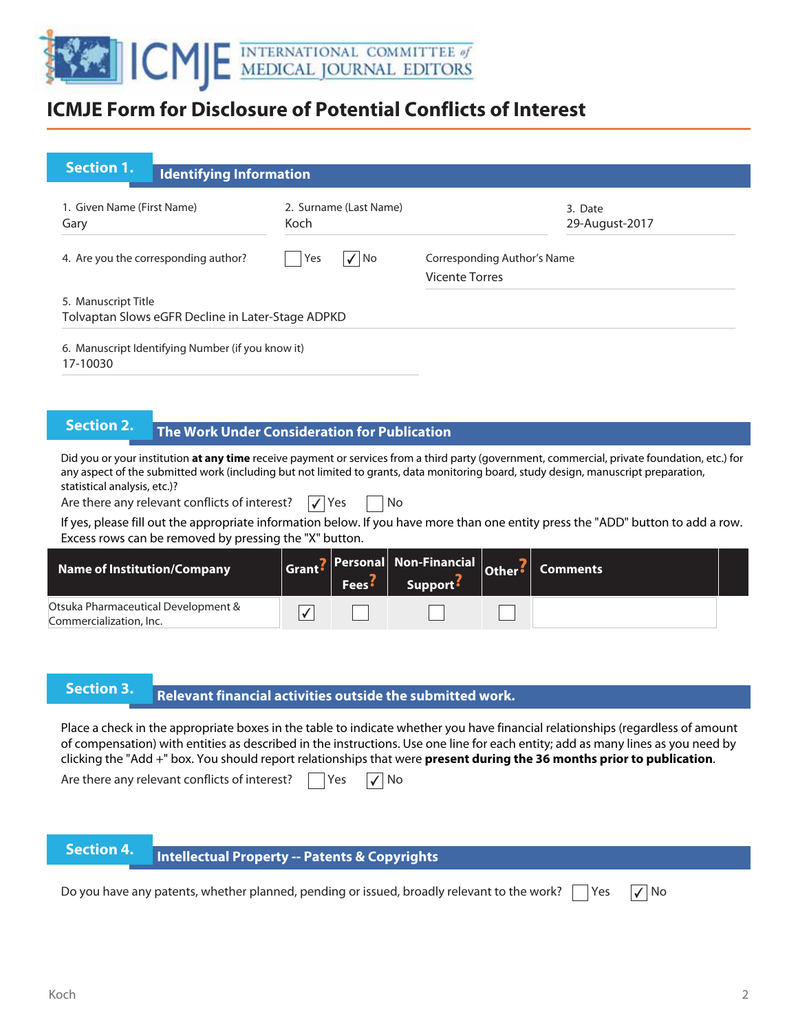# ICMJE Form for Disclosure of Potential Conflicts of Interest

## Section 1. Identifying Information

1. Given Name (First Name)
Gary

2. Surname (Last Name)
Koch

3. Date
29-August-2017

4. Are you the corresponding author? ☐ Yes ☑ No

Corresponding Author's Name
Vicente Torres

5. Manuscript Title
Tolvaptan Slows eGFR Decline in Later-Stage ADPKD

6. Manuscript Identifying Number (if you know it)
17-10030

## Section 2. The Work Under Consideration for Publication

Did you or your institution **at any time** receive payment or services from a third party (government, commercial, private foundation, etc.) for any aspect of the submitted work (including but not limited to grants, data monitoring board, study design, manuscript preparation, statistical analysis, etc.)?

Are there any relevant conflicts of interest? ☑ Yes ☐ No

If yes, please fill out the appropriate information below. If you have more than one entity press the "ADD" button to add a row. Excess rows can be removed by pressing the "X" button.

| Name of Institution/Company | Grant? | Personal Fees? | Non-Financial Support? | Other? | Comments |
|---|---|---|---|---|---|
| Otsuka Pharmaceutical Development & Commercialization, Inc. | ☑ | ☐ | ☐ | ☐ | |

## Section 3. Relevant financial activities outside the submitted work.

Place a check in the appropriate boxes in the table to indicate whether you have financial relationships (regardless of amount of compensation) with entities as described in the instructions. Use one line for each entity; add as many lines as you need by clicking the "Add +" box. You should report relationships that were **present during the 36 months prior to publication**.

Are there any relevant conflicts of interest? ☐ Yes ☑ No

## Section 4. Intellectual Property -- Patents & Copyrights

Do you have any patents, whether planned, pending or issued, broadly relevant to the work? ☐ Yes ☑ No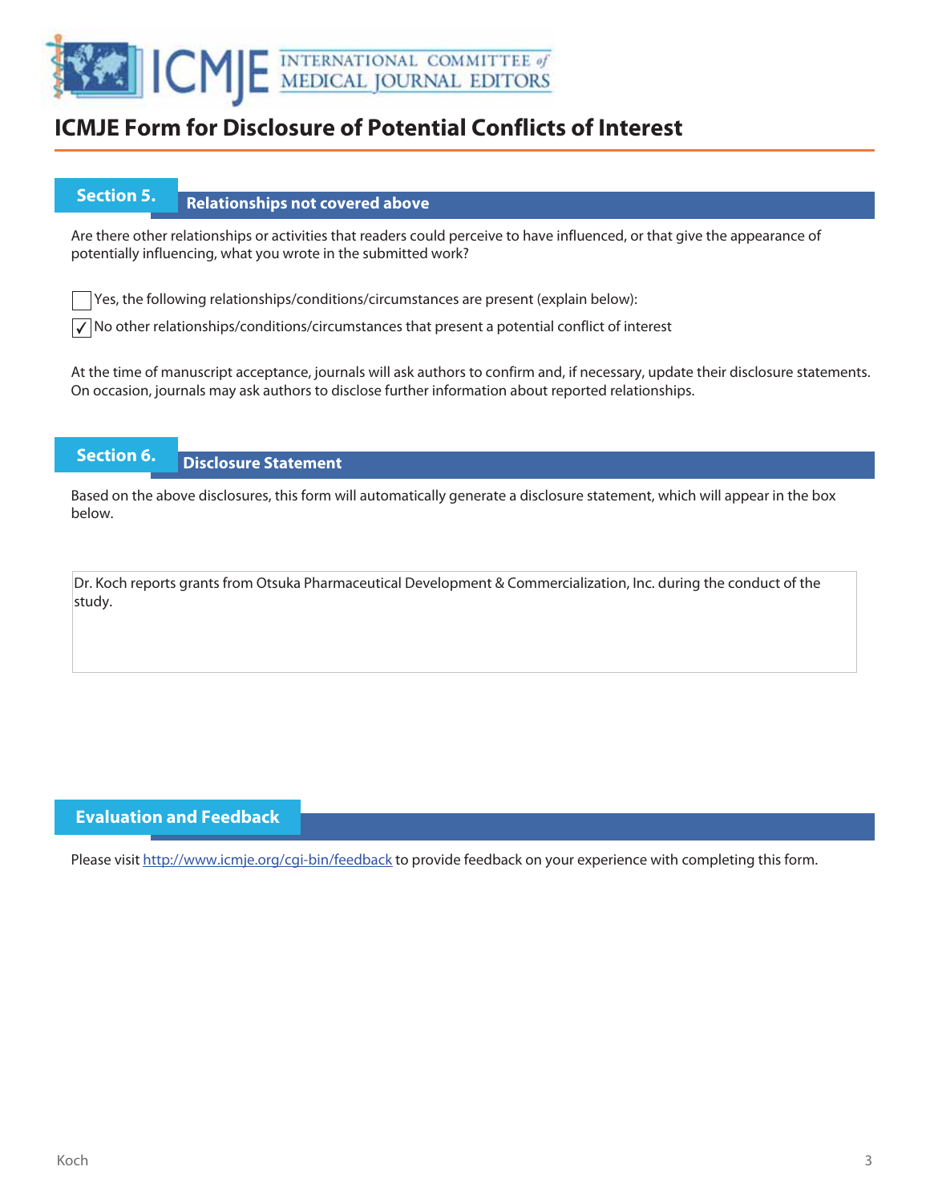# ICMJE Form for Disclosure of Potential Conflicts of Interest

## Section 5. Relationships not covered above

Are there other relationships or activities that readers could perceive to have influenced, or that give the appearance of potentially influencing, what you wrote in the submitted work?

☐ Yes, the following relationships/conditions/circumstances are present (explain below):

☑ No other relationships/conditions/circumstances that present a potential conflict of interest

At the time of manuscript acceptance, journals will ask authors to confirm and, if necessary, update their disclosure statements. On occasion, journals may ask authors to disclose further information about reported relationships.

## Section 6. Disclosure Statement

Based on the above disclosures, this form will automatically generate a disclosure statement, which will appear in the box below.

Dr. Koch reports grants from Otsuka Pharmaceutical Development & Commercialization, Inc. during the conduct of the study.

## Evaluation and Feedback

Please visit http://www.icmje.org/cgi-bin/feedback to provide feedback on your experience with completing this form.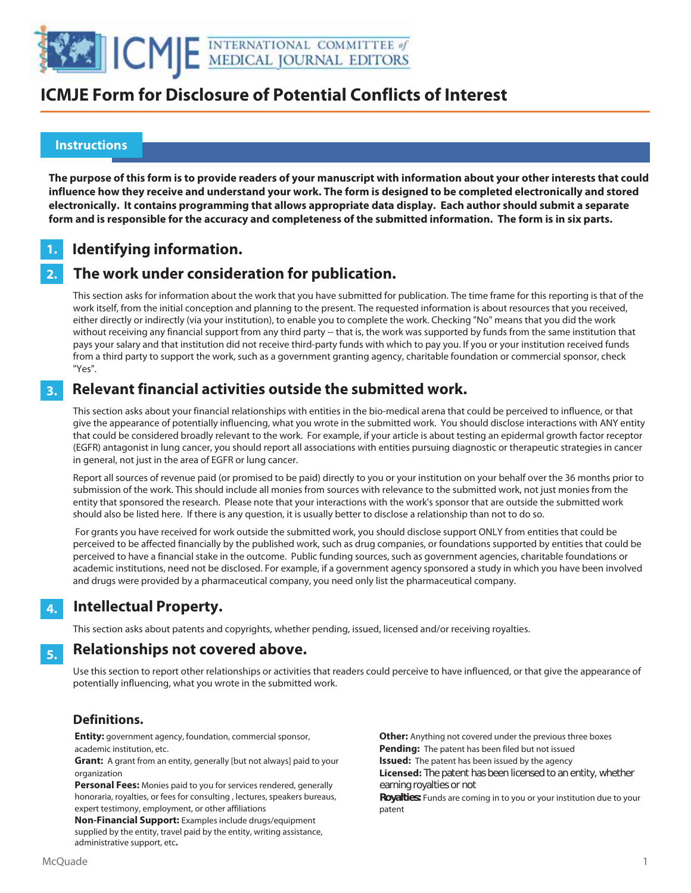# ICMJE Form for Disclosure of Potential Conflicts of Interest

## Instructions

**The purpose of this form is to provide readers of your manuscript with information about your other interests that could influence how they receive and understand your work. The form is designed to be completed electronically and stored electronically. It contains programming that allows appropriate data display. Each author should submit a separate form and is responsible for the accuracy and completeness of the submitted information. The form is in six parts.**

### 1. Identifying information.

### 2. The work under consideration for publication.

This section asks for information about the work that you have submitted for publication. The time frame for this reporting is that of the work itself, from the initial conception and planning to the present. The requested information is about resources that you received, either directly or indirectly (via your institution), to enable you to complete the work. Checking "No" means that you did the work without receiving any financial support from any third party -- that is, the work was supported by funds from the same institution that pays your salary and that institution did not receive third-party funds with which to pay you. If you or your institution received funds from a third party to support the work, such as a government granting agency, charitable foundation or commercial sponsor, check "Yes".

### 3. Relevant financial activities outside the submitted work.

This section asks about your financial relationships with entities in the bio-medical arena that could be perceived to influence, or that give the appearance of potentially influencing, what you wrote in the submitted work. You should disclose interactions with ANY entity that could be considered broadly relevant to the work. For example, if your article is about testing an epidermal growth factor receptor (EGFR) antagonist in lung cancer, you should report all associations with entities pursuing diagnostic or therapeutic strategies in cancer in general, not just in the area of EGFR or lung cancer.

Report all sources of revenue paid (or promised to be paid) directly to you or your institution on your behalf over the 36 months prior to submission of the work. This should include all monies from sources with relevance to the submitted work, not just monies from the entity that sponsored the research. Please note that your interactions with the work's sponsor that are outside the submitted work should also be listed here. If there is any question, it is usually better to disclose a relationship than not to do so.

For grants you have received for work outside the submitted work, you should disclose support ONLY from entities that could be perceived to be affected financially by the published work, such as drug companies, or foundations supported by entities that could be perceived to have a financial stake in the outcome. Public funding sources, such as government agencies, charitable foundations or academic institutions, need not be disclosed. For example, if a government agency sponsored a study in which you have been involved and drugs were provided by a pharmaceutical company, you need only list the pharmaceutical company.

### 4. Intellectual Property.

This section asks about patents and copyrights, whether pending, issued, licensed and/or receiving royalties.

### 5. Relationships not covered above.

Use this section to report other relationships or activities that readers could perceive to have influenced, or that give the appearance of potentially influencing, what you wrote in the submitted work.

### Definitions.

**Entity:** government agency, foundation, commercial sponsor, academic institution, etc.

**Grant:** A grant from an entity, generally [but not always] paid to your organization

**Personal Fees:** Monies paid to you for services rendered, generally honoraria, royalties, or fees for consulting , lectures, speakers bureaus, expert testimony, employment, or other affiliations

**Non-Financial Support:** Examples include drugs/equipment supplied by the entity, travel paid by the entity, writing assistance, administrative support, etc**.**

**Other:** Anything not covered under the previous three boxes

**Pending:** The patent has been filed but not issued

**Issued:** The patent has been issued by the agency

**Licensed:** The patent has been licensed to an entity, whether earning royalties or not

**Royalties:** Funds are coming in to you or your institution due to your patent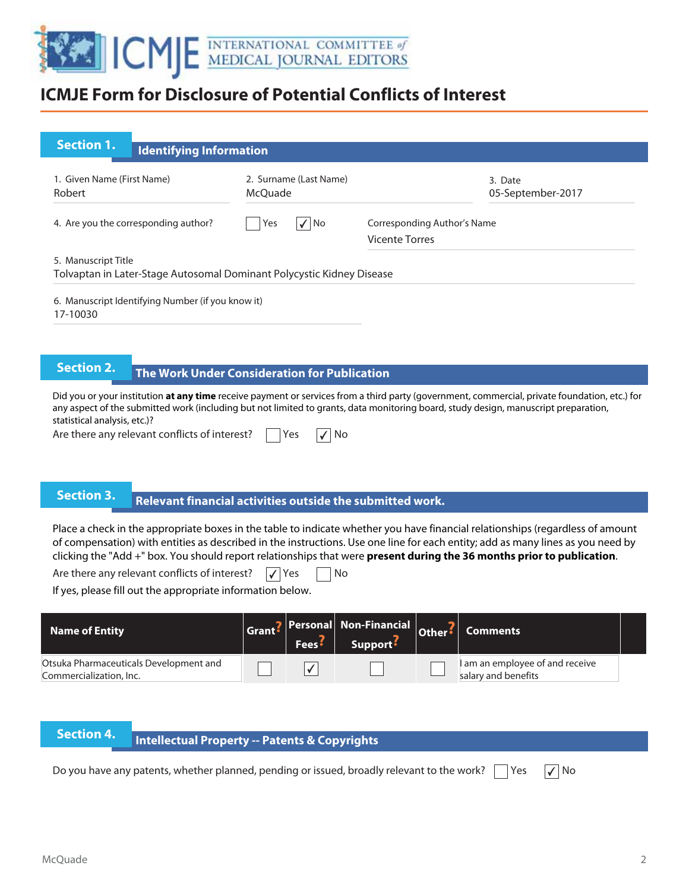# ICMJE Form for Disclosure of Potential Conflicts of Interest

## Section 1. Identifying Information

1. Given Name (First Name): Robert
2. Surname (Last Name): McQuade
3. Date: 05-September-2017
4. Are you the corresponding author? ☐ Yes ☑ No

Corresponding Author's Name: Vicente Torres

5. Manuscript Title: Tolvaptan in Later-Stage Autosomal Dominant Polycystic Kidney Disease
6. Manuscript Identifying Number (if you know it): 17-10030

## Section 2. The Work Under Consideration for Publication

Did you or your institution **at any time** receive payment or services from a third party (government, commercial, private foundation, etc.) for any aspect of the submitted work (including but not limited to grants, data monitoring board, study design, manuscript preparation, statistical analysis, etc.)?

Are there any relevant conflicts of interest? ☐ Yes ☑ No

## Section 3. Relevant financial activities outside the submitted work.

Place a check in the appropriate boxes in the table to indicate whether you have financial relationships (regardless of amount of compensation) with entities as described in the instructions. Use one line for each entity; add as many lines as you need by clicking the "Add +" box. You should report relationships that were **present during the 36 months prior to publication**.

Are there any relevant conflicts of interest? ☑ Yes ☐ No

If yes, please fill out the appropriate information below.

| Name of Entity | Grant? | Personal Fees? | Non-Financial Support? | Other? | Comments |
|---|---|---|---|---|---|
| Otsuka Pharmaceuticals Development and Commercialization, Inc. | ☐ | ☑ | ☐ | ☐ | I am an employee of and receive salary and benefits |

## Section 4. Intellectual Property -- Patents & Copyrights

Do you have any patents, whether planned, pending or issued, broadly relevant to the work? ☐ Yes ☑ No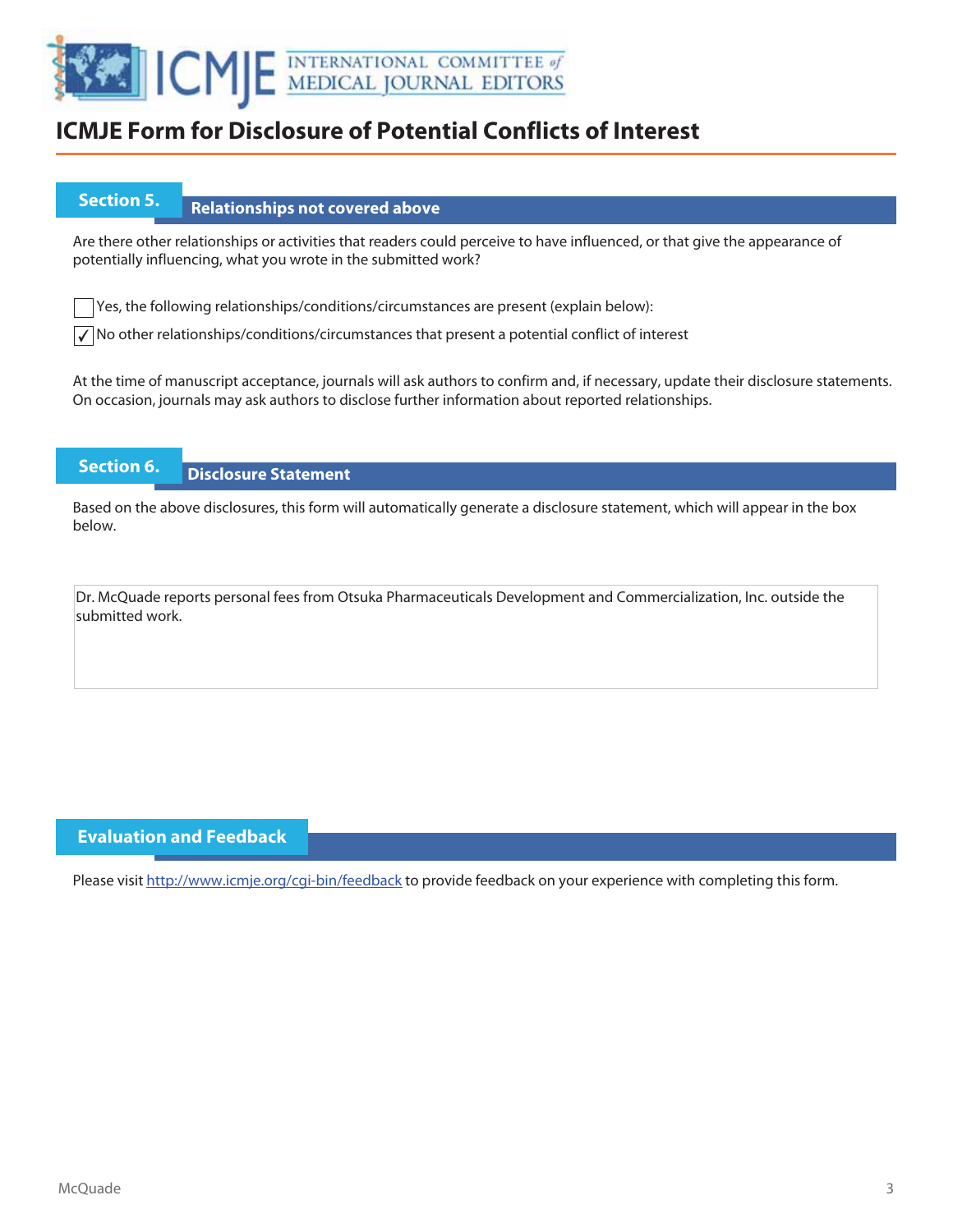# ICMJE Form for Disclosure of Potential Conflicts of Interest

## Section 5. Relationships not covered above

Are there other relationships or activities that readers could perceive to have influenced, or that give the appearance of potentially influencing, what you wrote in the submitted work?

☐ Yes, the following relationships/conditions/circumstances are present (explain below):

☑ No other relationships/conditions/circumstances that present a potential conflict of interest

At the time of manuscript acceptance, journals will ask authors to confirm and, if necessary, update their disclosure statements. On occasion, journals may ask authors to disclose further information about reported relationships.

## Section 6. Disclosure Statement

Based on the above disclosures, this form will automatically generate a disclosure statement, which will appear in the box below.

Dr. McQuade reports personal fees from Otsuka Pharmaceuticals Development and Commercialization, Inc. outside the submitted work.

## Evaluation and Feedback

Please visit http://www.icmje.org/cgi-bin/feedback to provide feedback on your experience with completing this form.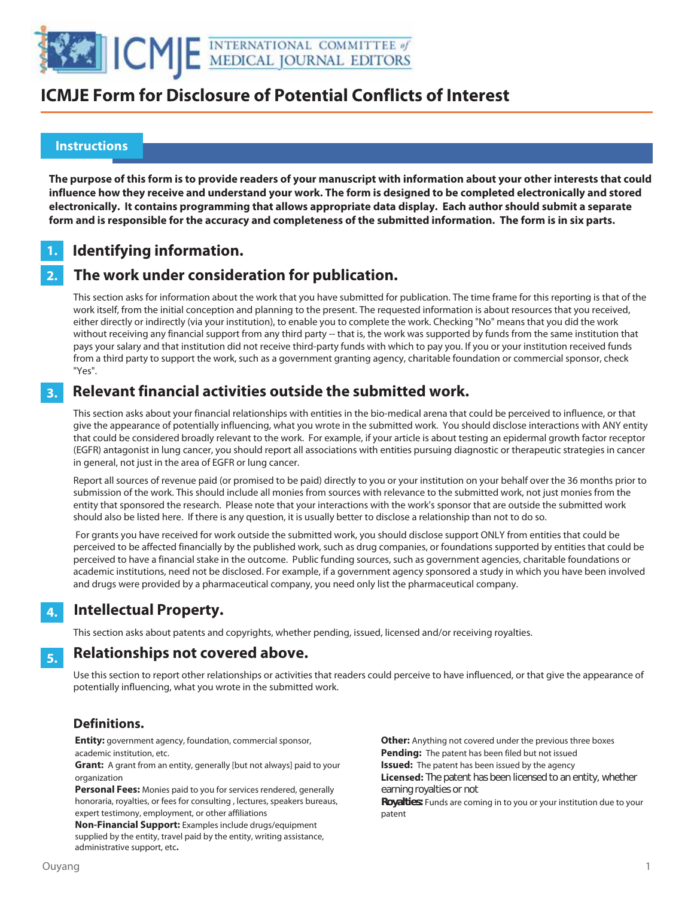# ICMJE Form for Disclosure of Potential Conflicts of Interest

## Instructions

**The purpose of this form is to provide readers of your manuscript with information about your other interests that could influence how they receive and understand your work. The form is designed to be completed electronically and stored electronically. It contains programming that allows appropriate data display. Each author should submit a separate form and is responsible for the accuracy and completeness of the submitted information. The form is in six parts.**

### 1. Identifying information.

### 2. The work under consideration for publication.

This section asks for information about the work that you have submitted for publication. The time frame for this reporting is that of the work itself, from the initial conception and planning to the present. The requested information is about resources that you received, either directly or indirectly (via your institution), to enable you to complete the work. Checking "No" means that you did the work without receiving any financial support from any third party -- that is, the work was supported by funds from the same institution that pays your salary and that institution did not receive third-party funds with which to pay you. If you or your institution received funds from a third party to support the work, such as a government granting agency, charitable foundation or commercial sponsor, check "Yes".

### 3. Relevant financial activities outside the submitted work.

This section asks about your financial relationships with entities in the bio-medical arena that could be perceived to influence, or that give the appearance of potentially influencing, what you wrote in the submitted work. You should disclose interactions with ANY entity that could be considered broadly relevant to the work. For example, if your article is about testing an epidermal growth factor receptor (EGFR) antagonist in lung cancer, you should report all associations with entities pursuing diagnostic or therapeutic strategies in cancer in general, not just in the area of EGFR or lung cancer.

Report all sources of revenue paid (or promised to be paid) directly to you or your institution on your behalf over the 36 months prior to submission of the work. This should include all monies from sources with relevance to the submitted work, not just monies from the entity that sponsored the research. Please note that your interactions with the work's sponsor that are outside the submitted work should also be listed here. If there is any question, it is usually better to disclose a relationship than not to do so.

For grants you have received for work outside the submitted work, you should disclose support ONLY from entities that could be perceived to be affected financially by the published work, such as drug companies, or foundations supported by entities that could be perceived to have a financial stake in the outcome. Public funding sources, such as government agencies, charitable foundations or academic institutions, need not be disclosed. For example, if a government agency sponsored a study in which you have been involved and drugs were provided by a pharmaceutical company, you need only list the pharmaceutical company.

### 4. Intellectual Property.

This section asks about patents and copyrights, whether pending, issued, licensed and/or receiving royalties.

### 5. Relationships not covered above.

Use this section to report other relationships or activities that readers could perceive to have influenced, or that give the appearance of potentially influencing, what you wrote in the submitted work.

### Definitions.

**Entity:** government agency, foundation, commercial sponsor, academic institution, etc.

**Grant:** A grant from an entity, generally [but not always] paid to your organization

**Personal Fees:** Monies paid to you for services rendered, generally honoraria, royalties, or fees for consulting , lectures, speakers bureaus, expert testimony, employment, or other affiliations

**Non-Financial Support:** Examples include drugs/equipment supplied by the entity, travel paid by the entity, writing assistance, administrative support, etc**.**

**Other:** Anything not covered under the previous three boxes

**Pending:** The patent has been filed but not issued

**Issued:** The patent has been issued by the agency

**Licensed:** The patent has been licensed to an entity, whether earning royalties or not

**Royalties:** Funds are coming in to you or your institution due to your patent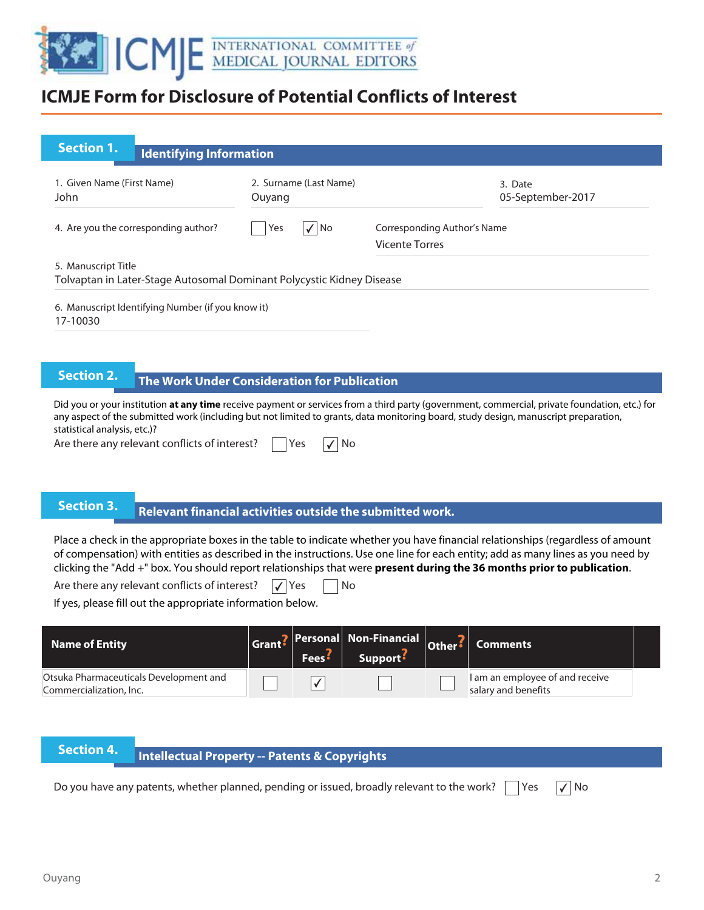# ICMJE Form for Disclosure of Potential Conflicts of Interest

## Section 1. Identifying Information

1. Given Name (First Name)
John

2. Surname (Last Name)
Ouyang

3. Date
05-September-2017

4. Are you the corresponding author? ☐ Yes ☑ No

Corresponding Author's Name
Vicente Torres

5. Manuscript Title
Tolvaptan in Later-Stage Autosomal Dominant Polycystic Kidney Disease

6. Manuscript Identifying Number (if you know it)
17-10030

## Section 2. The Work Under Consideration for Publication

Did you or your institution **at any time** receive payment or services from a third party (government, commercial, private foundation, etc.) for any aspect of the submitted work (including but not limited to grants, data monitoring board, study design, manuscript preparation, statistical analysis, etc.)?

Are there any relevant conflicts of interest? ☐ Yes ☑ No

## Section 3. Relevant financial activities outside the submitted work.

Place a check in the appropriate boxes in the table to indicate whether you have financial relationships (regardless of amount of compensation) with entities as described in the instructions. Use one line for each entity; add as many lines as you need by clicking the "Add +" box. You should report relationships that were **present during the 36 months prior to publication**.

Are there any relevant conflicts of interest? ☑ Yes ☐ No

If yes, please fill out the appropriate information below.

| Name of Entity | Grant? | Personal Fees? | Non-Financial Support? | Other? | Comments |
|---|---|---|---|---|---|
| Otsuka Pharmaceuticals Development and Commercialization, Inc. | ☐ | ☑ | ☐ | ☐ | I am an employee of and receive salary and benefits |

## Section 4. Intellectual Property -- Patents & Copyrights

Do you have any patents, whether planned, pending or issued, broadly relevant to the work? ☐ Yes ☑ No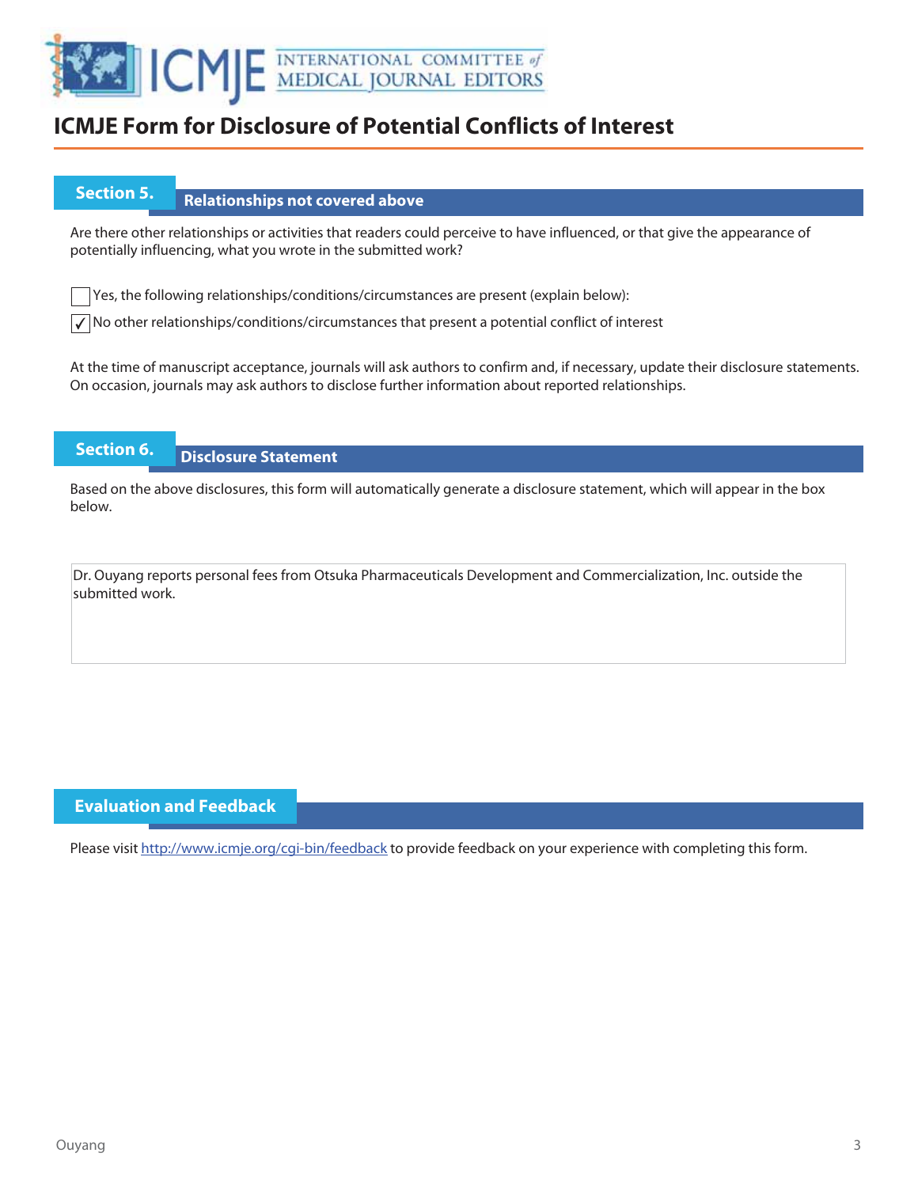# ICMJE Form for Disclosure of Potential Conflicts of Interest

## Section 5. Relationships not covered above

Are there other relationships or activities that readers could perceive to have influenced, or that give the appearance of potentially influencing, what you wrote in the submitted work?

☐ Yes, the following relationships/conditions/circumstances are present (explain below):

☑ No other relationships/conditions/circumstances that present a potential conflict of interest

At the time of manuscript acceptance, journals will ask authors to confirm and, if necessary, update their disclosure statements. On occasion, journals may ask authors to disclose further information about reported relationships.

## Section 6. Disclosure Statement

Based on the above disclosures, this form will automatically generate a disclosure statement, which will appear in the box below.

Dr. Ouyang reports personal fees from Otsuka Pharmaceuticals Development and Commercialization, Inc. outside the submitted work.

## Evaluation and Feedback

Please visit http://www.icmje.org/cgi-bin/feedback to provide feedback on your experience with completing this form.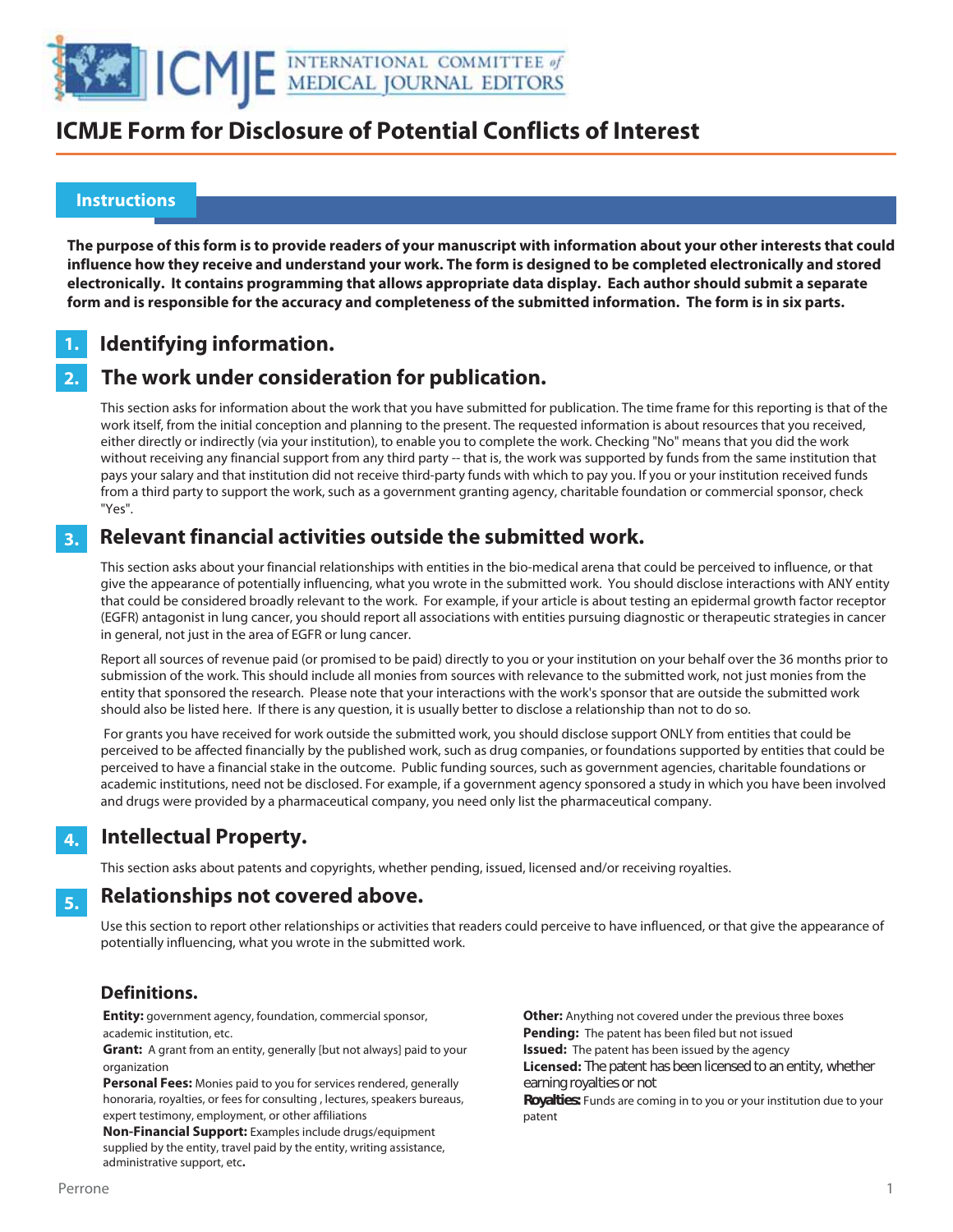# ICMJE Form for Disclosure of Potential Conflicts of Interest

## Instructions

**The purpose of this form is to provide readers of your manuscript with information about your other interests that could influence how they receive and understand your work. The form is designed to be completed electronically and stored electronically. It contains programming that allows appropriate data display. Each author should submit a separate form and is responsible for the accuracy and completeness of the submitted information. The form is in six parts.**

### 1. Identifying information.

### 2. The work under consideration for publication.

This section asks for information about the work that you have submitted for publication. The time frame for this reporting is that of the work itself, from the initial conception and planning to the present. The requested information is about resources that you received, either directly or indirectly (via your institution), to enable you to complete the work. Checking "No" means that you did the work without receiving any financial support from any third party -- that is, the work was supported by funds from the same institution that pays your salary and that institution did not receive third-party funds with which to pay you. If you or your institution received funds from a third party to support the work, such as a government granting agency, charitable foundation or commercial sponsor, check "Yes".

### 3. Relevant financial activities outside the submitted work.

This section asks about your financial relationships with entities in the bio-medical arena that could be perceived to influence, or that give the appearance of potentially influencing, what you wrote in the submitted work. You should disclose interactions with ANY entity that could be considered broadly relevant to the work. For example, if your article is about testing an epidermal growth factor receptor (EGFR) antagonist in lung cancer, you should report all associations with entities pursuing diagnostic or therapeutic strategies in cancer in general, not just in the area of EGFR or lung cancer.

Report all sources of revenue paid (or promised to be paid) directly to you or your institution on your behalf over the 36 months prior to submission of the work. This should include all monies from sources with relevance to the submitted work, not just monies from the entity that sponsored the research. Please note that your interactions with the work's sponsor that are outside the submitted work should also be listed here. If there is any question, it is usually better to disclose a relationship than not to do so.

For grants you have received for work outside the submitted work, you should disclose support ONLY from entities that could be perceived to be affected financially by the published work, such as drug companies, or foundations supported by entities that could be perceived to have a financial stake in the outcome. Public funding sources, such as government agencies, charitable foundations or academic institutions, need not be disclosed. For example, if a government agency sponsored a study in which you have been involved and drugs were provided by a pharmaceutical company, you need only list the pharmaceutical company.

### 4. Intellectual Property.

This section asks about patents and copyrights, whether pending, issued, licensed and/or receiving royalties.

### 5. Relationships not covered above.

Use this section to report other relationships or activities that readers could perceive to have influenced, or that give the appearance of potentially influencing, what you wrote in the submitted work.

### Definitions.

**Entity:** government agency, foundation, commercial sponsor, academic institution, etc.

**Grant:** A grant from an entity, generally [but not always] paid to your organization

**Personal Fees:** Monies paid to you for services rendered, generally honoraria, royalties, or fees for consulting , lectures, speakers bureaus, expert testimony, employment, or other affiliations

**Non-Financial Support:** Examples include drugs/equipment supplied by the entity, travel paid by the entity, writing assistance, administrative support, etc**.**

**Other:** Anything not covered under the previous three boxes

**Pending:** The patent has been filed but not issued

**Issued:** The patent has been issued by the agency

**Licensed:** The patent has been licensed to an entity, whether earning royalties or not

**Royalties:** Funds are coming in to you or your institution due to your patent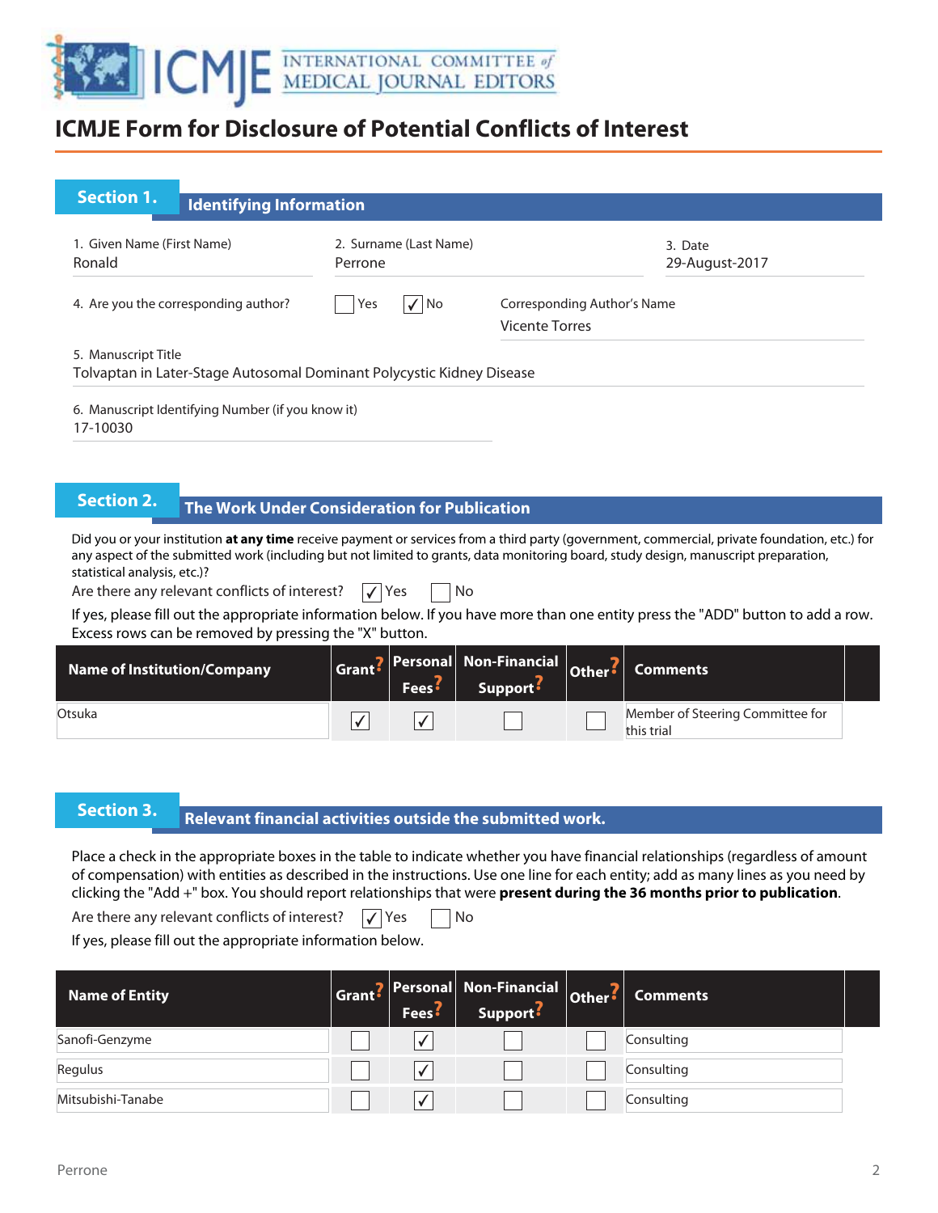# ICMJE Form for Disclosure of Potential Conflicts of Interest

## Section 1. Identifying Information

1. Given Name (First Name)
Ronald

2. Surname (Last Name)
Perrone

3. Date
29-August-2017

4. Are you the corresponding author? ☐ Yes ☑ No

Corresponding Author's Name
Vicente Torres

5. Manuscript Title
Tolvaptan in Later-Stage Autosomal Dominant Polycystic Kidney Disease

6. Manuscript Identifying Number (if you know it)
17-10030

## Section 2. The Work Under Consideration for Publication

Did you or your institution **at any time** receive payment or services from a third party (government, commercial, private foundation, etc.) for any aspect of the submitted work (including but not limited to grants, data monitoring board, study design, manuscript preparation, statistical analysis, etc.)?

Are there any relevant conflicts of interest? ☑ Yes ☐ No

If yes, please fill out the appropriate information below. If you have more than one entity press the "ADD" button to add a row. Excess rows can be removed by pressing the "X" button.

| Name of Institution/Company | Grant | Personal Fees | Non-Financial Support | Other | Comments |
|---|---|---|---|---|---|
| Otsuka | ☑ | ☑ | ☐ | ☐ | Member of Steering Committee for this trial |

## Section 3. Relevant financial activities outside the submitted work.

Place a check in the appropriate boxes in the table to indicate whether you have financial relationships (regardless of amount of compensation) with entities as described in the instructions. Use one line for each entity; add as many lines as you need by clicking the "Add +" box. You should report relationships that were **present during the 36 months prior to publication**.

Are there any relevant conflicts of interest? ☑ Yes ☐ No

If yes, please fill out the appropriate information below.

| Name of Entity | Grant | Personal Fees | Non-Financial Support | Other | Comments |
|---|---|---|---|---|---|
| Sanofi-Genzyme | ☐ | ☑ | ☐ | ☐ | Consulting |
| Regulus | ☐ | ☑ | ☐ | ☐ | Consulting |
| Mitsubishi-Tanabe | ☐ | ☑ | ☐ | ☐ | Consulting |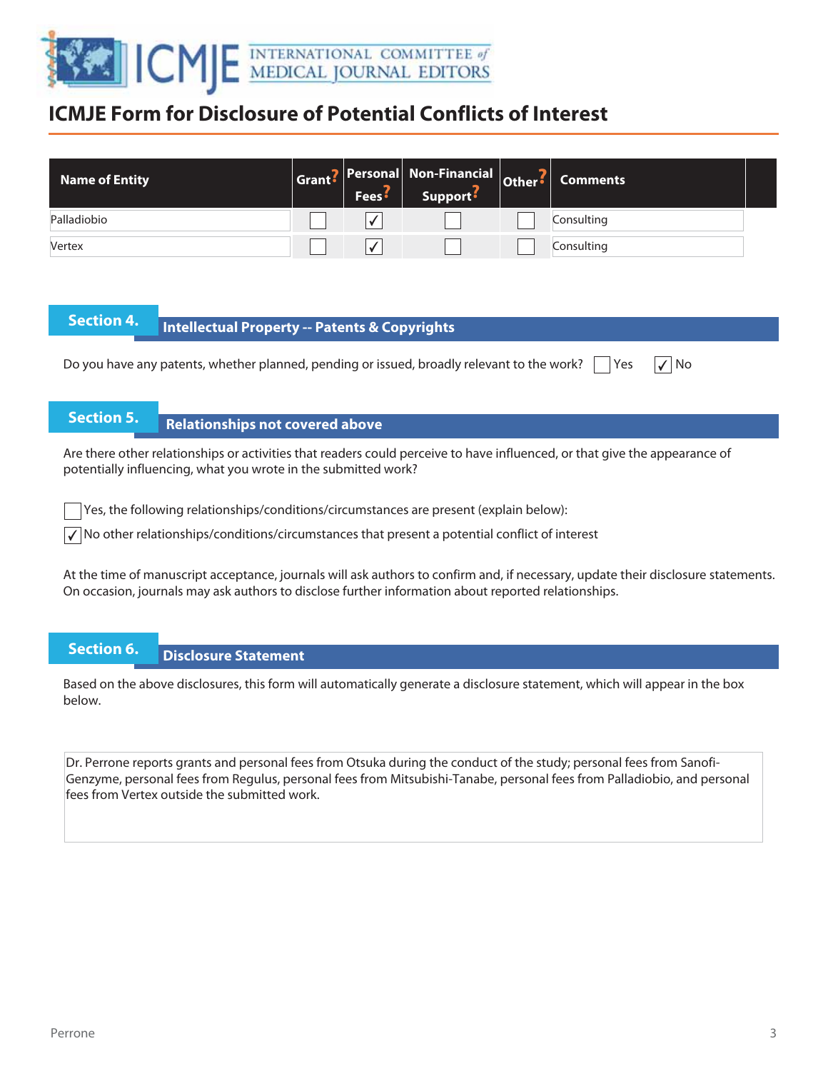# ICMJE Form for Disclosure of Potential Conflicts of Interest

| Name of Entity | Grant | Personal Fees | Non-Financial Support | Other | Comments |
|---|---|---|---|---|---|
| Palladiobio | ☐ | ☑ | ☐ | ☐ | Consulting |
| Vertex | ☐ | ☑ | ☐ | ☐ | Consulting |

## Section 4. Intellectual Property -- Patents & Copyrights

Do you have any patents, whether planned, pending or issued, broadly relevant to the work? ☐ Yes ☑ No

## Section 5. Relationships not covered above

Are there other relationships or activities that readers could perceive to have influenced, or that give the appearance of potentially influencing, what you wrote in the submitted work?

☐ Yes, the following relationships/conditions/circumstances are present (explain below):

☑ No other relationships/conditions/circumstances that present a potential conflict of interest

At the time of manuscript acceptance, journals will ask authors to confirm and, if necessary, update their disclosure statements. On occasion, journals may ask authors to disclose further information about reported relationships.

## Section 6. Disclosure Statement

Based on the above disclosures, this form will automatically generate a disclosure statement, which will appear in the box below.

Dr. Perrone reports grants and personal fees from Otsuka during the conduct of the study; personal fees from Sanofi-Genzyme, personal fees from Regulus, personal fees from Mitsubishi-Tanabe, personal fees from Palladiobio, and personal fees from Vertex outside the submitted work.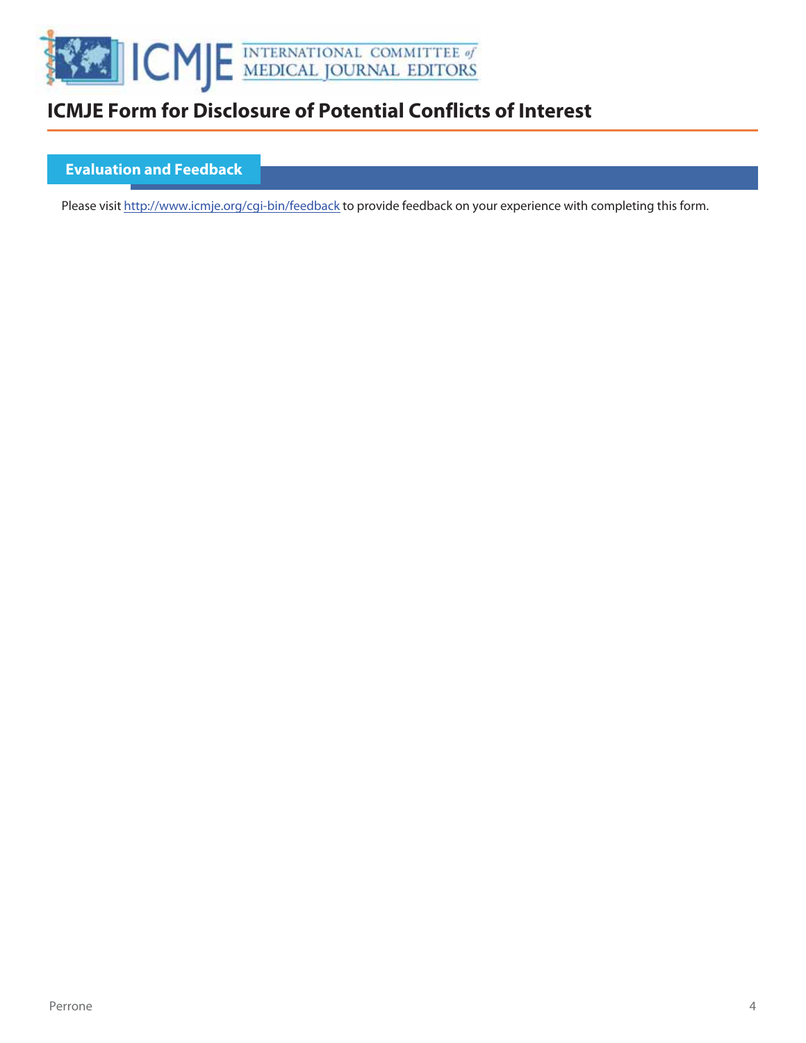# ICMJE Form for Disclosure of Potential Conflicts of Interest

## Evaluation and Feedback

Please visit http://www.icmje.org/cgi-bin/feedback to provide feedback on your experience with completing this form.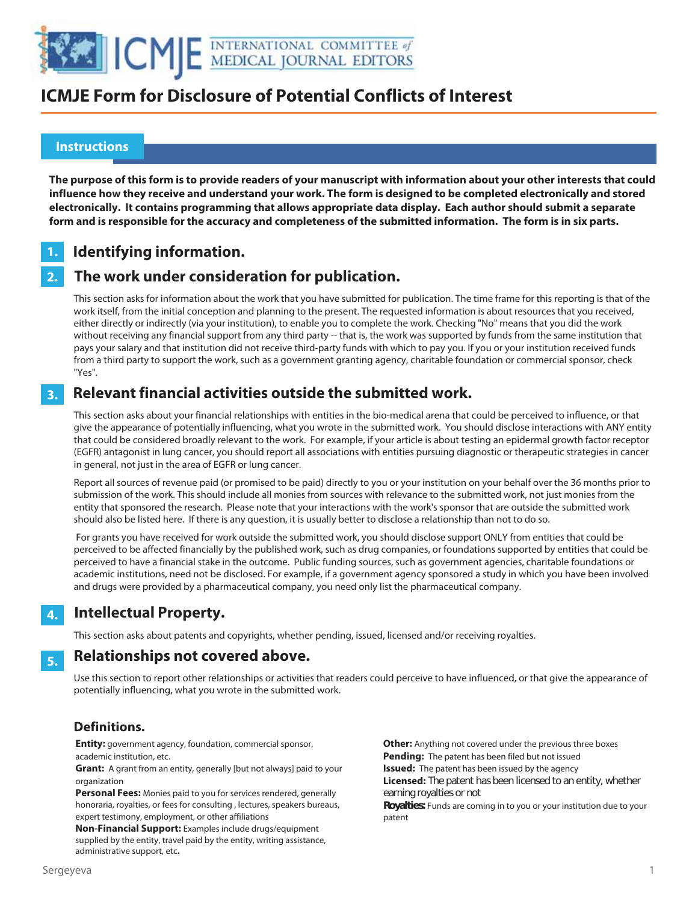# ICMJE Form for Disclosure of Potential Conflicts of Interest

## Instructions

**The purpose of this form is to provide readers of your manuscript with information about your other interests that could influence how they receive and understand your work. The form is designed to be completed electronically and stored electronically. It contains programming that allows appropriate data display. Each author should submit a separate form and is responsible for the accuracy and completeness of the submitted information. The form is in six parts.**

## 1. Identifying information.

## 2. The work under consideration for publication.

This section asks for information about the work that you have submitted for publication. The time frame for this reporting is that of the work itself, from the initial conception and planning to the present. The requested information is about resources that you received, either directly or indirectly (via your institution), to enable you to complete the work. Checking "No" means that you did the work without receiving any financial support from any third party -- that is, the work was supported by funds from the same institution that pays your salary and that institution did not receive third-party funds with which to pay you. If you or your institution received funds from a third party to support the work, such as a government granting agency, charitable foundation or commercial sponsor, check "Yes".

## 3. Relevant financial activities outside the submitted work.

This section asks about your financial relationships with entities in the bio-medical arena that could be perceived to influence, or that give the appearance of potentially influencing, what you wrote in the submitted work. You should disclose interactions with ANY entity that could be considered broadly relevant to the work. For example, if your article is about testing an epidermal growth factor receptor (EGFR) antagonist in lung cancer, you should report all associations with entities pursuing diagnostic or therapeutic strategies in cancer in general, not just in the area of EGFR or lung cancer.

Report all sources of revenue paid (or promised to be paid) directly to you or your institution on your behalf over the 36 months prior to submission of the work. This should include all monies from sources with relevance to the submitted work, not just monies from the entity that sponsored the research. Please note that your interactions with the work's sponsor that are outside the submitted work should also be listed here. If there is any question, it is usually better to disclose a relationship than not to do so.

For grants you have received for work outside the submitted work, you should disclose support ONLY from entities that could be perceived to be affected financially by the published work, such as drug companies, or foundations supported by entities that could be perceived to have a financial stake in the outcome. Public funding sources, such as government agencies, charitable foundations or academic institutions, need not be disclosed. For example, if a government agency sponsored a study in which you have been involved and drugs were provided by a pharmaceutical company, you need only list the pharmaceutical company.

## 4. Intellectual Property.

This section asks about patents and copyrights, whether pending, issued, licensed and/or receiving royalties.

## 5. Relationships not covered above.

Use this section to report other relationships or activities that readers could perceive to have influenced, or that give the appearance of potentially influencing, what you wrote in the submitted work.

### Definitions.

**Entity:** government agency, foundation, commercial sponsor, academic institution, etc.

**Grant:** A grant from an entity, generally [but not always] paid to your organization

**Personal Fees:** Monies paid to you for services rendered, generally honoraria, royalties, or fees for consulting , lectures, speakers bureaus, expert testimony, employment, or other affiliations

**Non-Financial Support:** Examples include drugs/equipment supplied by the entity, travel paid by the entity, writing assistance, administrative support, etc**.**

**Other:** Anything not covered under the previous three boxes

**Pending:** The patent has been filed but not issued

**Issued:** The patent has been issued by the agency

**Licensed:** The patent has been licensed to an entity, whether earning royalties or not

**Royalties:** Funds are coming in to you or your institution due to your patent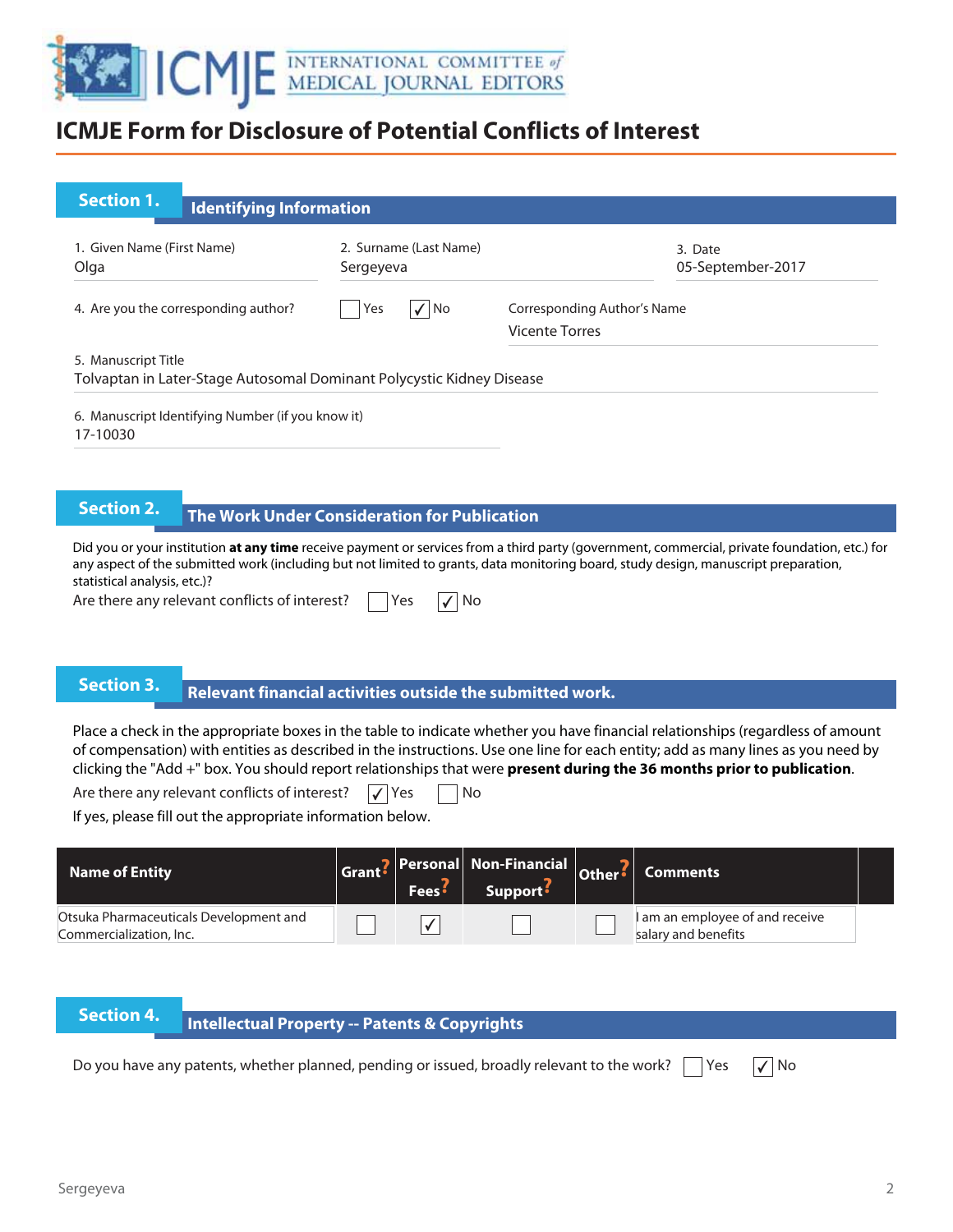# ICMJE Form for Disclosure of Potential Conflicts of Interest

## Section 1. Identifying Information

1. Given Name (First Name)
Olga

2. Surname (Last Name)
Sergeyeva

3. Date
05-September-2017

4. Are you the corresponding author? ☐ Yes ☑ No

Corresponding Author's Name
Vicente Torres

5. Manuscript Title
Tolvaptan in Later-Stage Autosomal Dominant Polycystic Kidney Disease

6. Manuscript Identifying Number (if you know it)
17-10030

## Section 2. The Work Under Consideration for Publication

Did you or your institution **at any time** receive payment or services from a third party (government, commercial, private foundation, etc.) for any aspect of the submitted work (including but not limited to grants, data monitoring board, study design, manuscript preparation, statistical analysis, etc.)?

Are there any relevant conflicts of interest? ☐ Yes ☑ No

## Section 3. Relevant financial activities outside the submitted work.

Place a check in the appropriate boxes in the table to indicate whether you have financial relationships (regardless of amount of compensation) with entities as described in the instructions. Use one line for each entity; add as many lines as you need by clicking the "Add +" box. You should report relationships that were **present during the 36 months prior to publication**.

Are there any relevant conflicts of interest? ☑ Yes ☐ No

If yes, please fill out the appropriate information below.

| Name of Entity | Grant? | Personal Fees? | Non-Financial Support? | Other? | Comments |
|---|---|---|---|---|---|
| Otsuka Pharmaceuticals Development and Commercialization, Inc. | ☐ | ☑ | ☐ | ☐ | I am an employee of and receive salary and benefits |

## Section 4. Intellectual Property -- Patents & Copyrights

Do you have any patents, whether planned, pending or issued, broadly relevant to the work? ☐ Yes ☑ No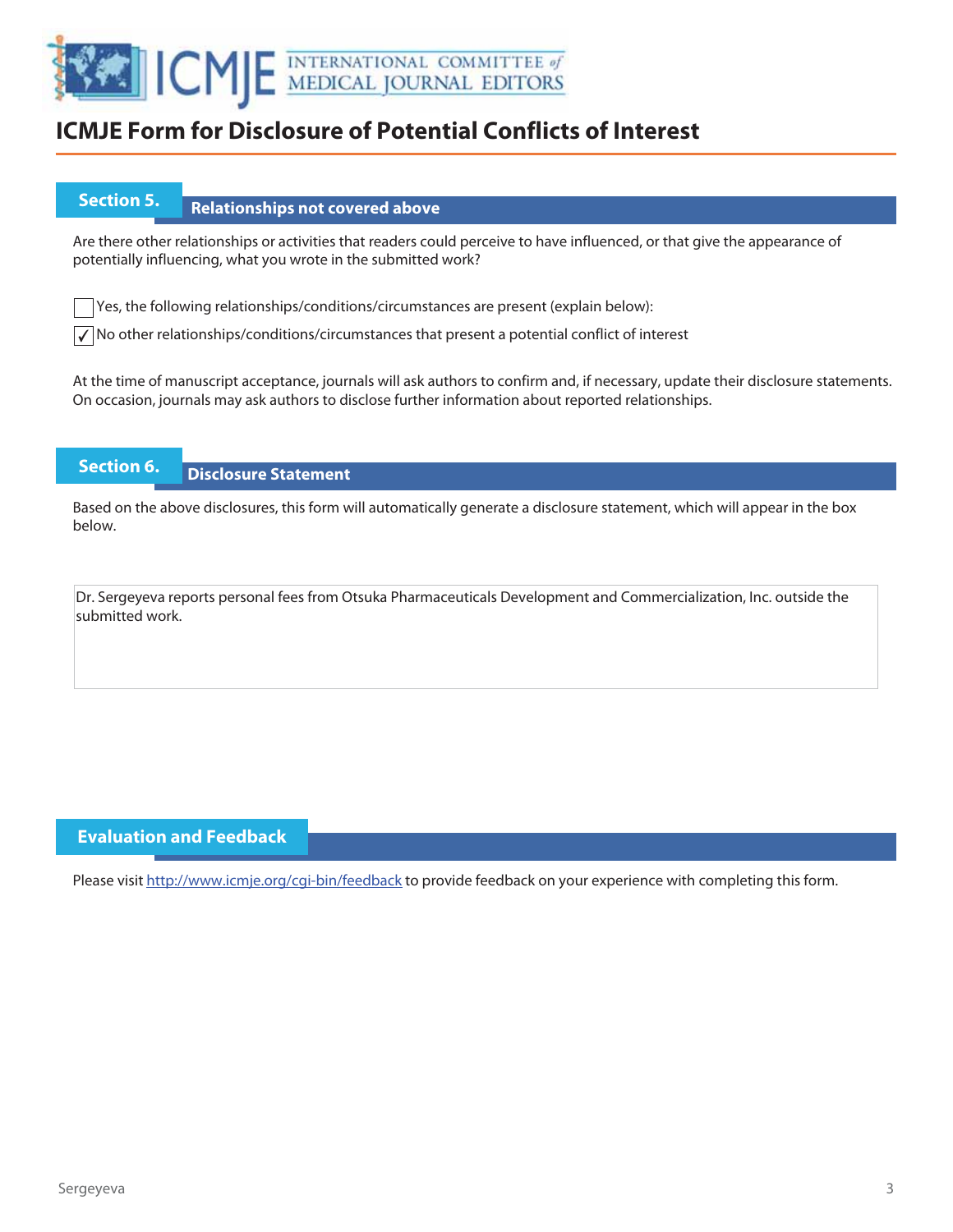# ICMJE Form for Disclosure of Potential Conflicts of Interest

## Section 5. Relationships not covered above

Are there other relationships or activities that readers could perceive to have influenced, or that give the appearance of potentially influencing, what you wrote in the submitted work?

☐ Yes, the following relationships/conditions/circumstances are present (explain below):

☑ No other relationships/conditions/circumstances that present a potential conflict of interest

At the time of manuscript acceptance, journals will ask authors to confirm and, if necessary, update their disclosure statements. On occasion, journals may ask authors to disclose further information about reported relationships.

## Section 6. Disclosure Statement

Based on the above disclosures, this form will automatically generate a disclosure statement, which will appear in the box below.

Dr. Sergeyeva reports personal fees from Otsuka Pharmaceuticals Development and Commercialization, Inc. outside the submitted work.

## Evaluation and Feedback

Please visit http://www.icmje.org/cgi-bin/feedback to provide feedback on your experience with completing this form.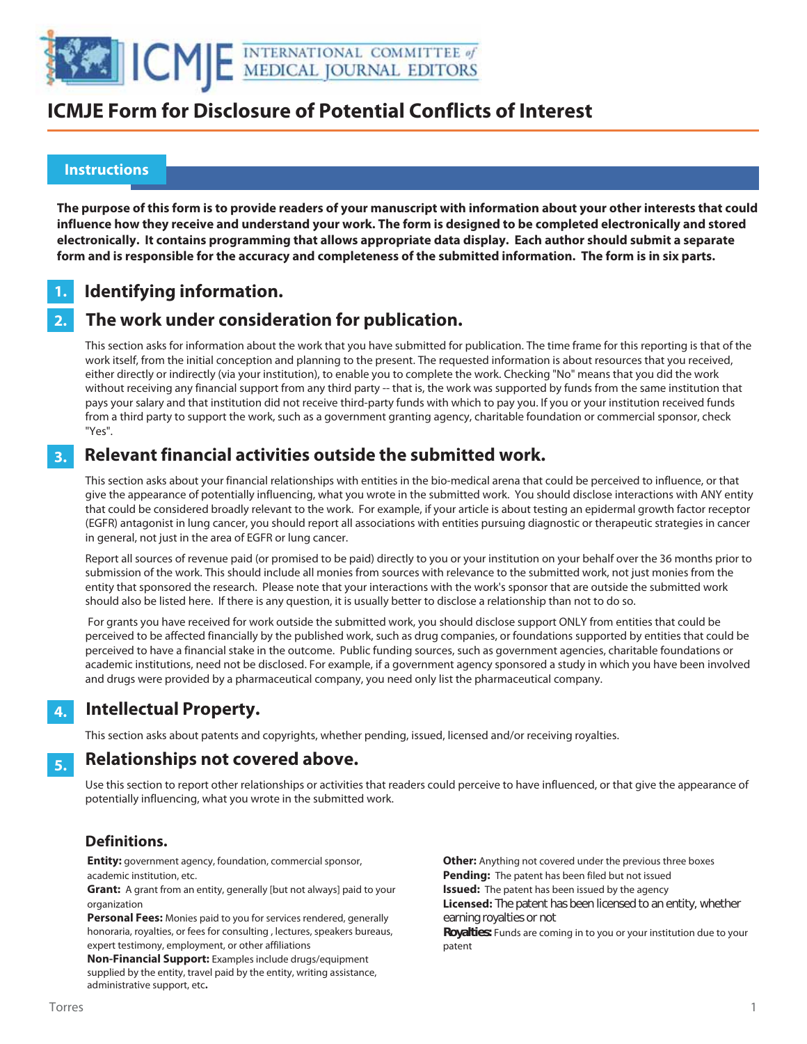# ICMJE Form for Disclosure of Potential Conflicts of Interest

## Instructions

**The purpose of this form is to provide readers of your manuscript with information about your other interests that could influence how they receive and understand your work. The form is designed to be completed electronically and stored electronically. It contains programming that allows appropriate data display. Each author should submit a separate form and is responsible for the accuracy and completeness of the submitted information. The form is in six parts.**

### 1. Identifying information.

### 2. The work under consideration for publication.

This section asks for information about the work that you have submitted for publication. The time frame for this reporting is that of the work itself, from the initial conception and planning to the present. The requested information is about resources that you received, either directly or indirectly (via your institution), to enable you to complete the work. Checking "No" means that you did the work without receiving any financial support from any third party -- that is, the work was supported by funds from the same institution that pays your salary and that institution did not receive third-party funds with which to pay you. If you or your institution received funds from a third party to support the work, such as a government granting agency, charitable foundation or commercial sponsor, check "Yes".

### 3. Relevant financial activities outside the submitted work.

This section asks about your financial relationships with entities in the bio-medical arena that could be perceived to influence, or that give the appearance of potentially influencing, what you wrote in the submitted work. You should disclose interactions with ANY entity that could be considered broadly relevant to the work. For example, if your article is about testing an epidermal growth factor receptor (EGFR) antagonist in lung cancer, you should report all associations with entities pursuing diagnostic or therapeutic strategies in cancer in general, not just in the area of EGFR or lung cancer.

Report all sources of revenue paid (or promised to be paid) directly to you or your institution on your behalf over the 36 months prior to submission of the work. This should include all monies from sources with relevance to the submitted work, not just monies from the entity that sponsored the research. Please note that your interactions with the work's sponsor that are outside the submitted work should also be listed here. If there is any question, it is usually better to disclose a relationship than not to do so.

For grants you have received for work outside the submitted work, you should disclose support ONLY from entities that could be perceived to be affected financially by the published work, such as drug companies, or foundations supported by entities that could be perceived to have a financial stake in the outcome. Public funding sources, such as government agencies, charitable foundations or academic institutions, need not be disclosed. For example, if a government agency sponsored a study in which you have been involved and drugs were provided by a pharmaceutical company, you need only list the pharmaceutical company.

### 4. Intellectual Property.

This section asks about patents and copyrights, whether pending, issued, licensed and/or receiving royalties.

### 5. Relationships not covered above.

Use this section to report other relationships or activities that readers could perceive to have influenced, or that give the appearance of potentially influencing, what you wrote in the submitted work.

### Definitions.

**Entity:** government agency, foundation, commercial sponsor, academic institution, etc.

**Grant:** A grant from an entity, generally [but not always] paid to your organization

**Personal Fees:** Monies paid to you for services rendered, generally honoraria, royalties, or fees for consulting , lectures, speakers bureaus, expert testimony, employment, or other affiliations

**Non-Financial Support:** Examples include drugs/equipment supplied by the entity, travel paid by the entity, writing assistance, administrative support, etc**.**

**Other:** Anything not covered under the previous three boxes

**Pending:** The patent has been filed but not issued

**Issued:** The patent has been issued by the agency

**Licensed:** The patent has been licensed to an entity, whether earning royalties or not

**Royalties:** Funds are coming in to you or your institution due to your patent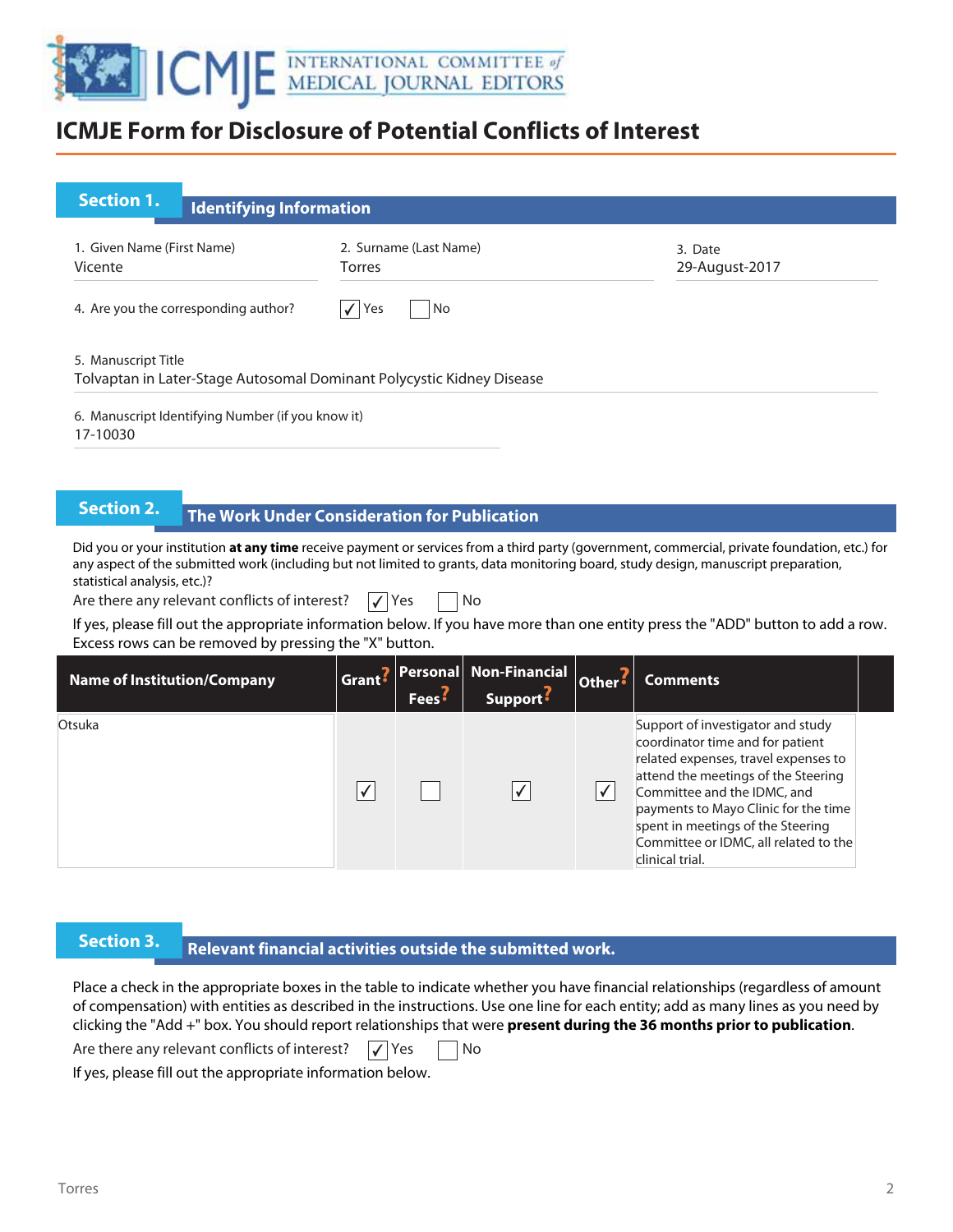# ICMJE Form for Disclosure of Potential Conflicts of Interest

## Section 1. Identifying Information

1. Given Name (First Name)
Vicente

2. Surname (Last Name)
Torres

3. Date
29-August-2017

4. Are you the corresponding author? ☑ Yes ☐ No

5. Manuscript Title
Tolvaptan in Later-Stage Autosomal Dominant Polycystic Kidney Disease

6. Manuscript Identifying Number (if you know it)
17-10030

## Section 2. The Work Under Consideration for Publication

Did you or your institution **at any time** receive payment or services from a third party (government, commercial, private foundation, etc.) for any aspect of the submitted work (including but not limited to grants, data monitoring board, study design, manuscript preparation, statistical analysis, etc.)?

Are there any relevant conflicts of interest? ☑ Yes ☐ No

If yes, please fill out the appropriate information below. If you have more than one entity press the "ADD" button to add a row. Excess rows can be removed by pressing the "X" button.

| Name of Institution/Company | Grant? | Personal Fees? | Non-Financial Support? | Other? | Comments |
|---|---|---|---|---|---|
| Otsuka | ☑ | ☐ | ☑ | ☑ | Support of investigator and study coordinator time and for patient related expenses, travel expenses to attend the meetings of the Steering Committee and the IDMC, and payments to Mayo Clinic for the time spent in meetings of the Steering Committee or IDMC, all related to the clinical trial. |

## Section 3. Relevant financial activities outside the submitted work.

Place a check in the appropriate boxes in the table to indicate whether you have financial relationships (regardless of amount of compensation) with entities as described in the instructions. Use one line for each entity; add as many lines as you need by clicking the "Add +" box. You should report relationships that were **present during the 36 months prior to publication**.

Are there any relevant conflicts of interest? ☑ Yes ☐ No

If yes, please fill out the appropriate information below.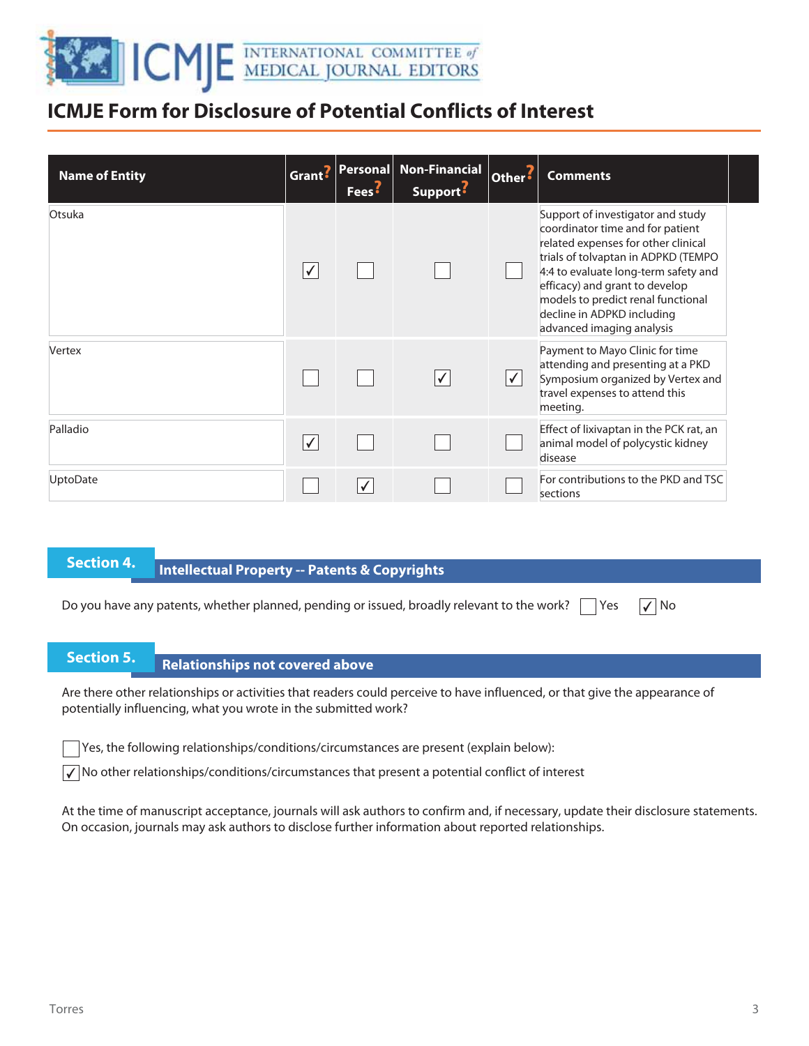# ICMJE Form for Disclosure of Potential Conflicts of Interest

| Name of Entity | Grant | Personal Fees | Non-Financial Support | Other | Comments |
|---|---|---|---|---|---|
| Otsuka | ✓ | | | | Support of investigator and study coordinator time and for patient related expenses for other clinical trials of tolvaptan in ADPKD (TEMPO 4:4 to evaluate long-term safety and efficacy) and grant to develop models to predict renal functional decline in ADPKD including advanced imaging analysis |
| Vertex | | | ✓ | ✓ | Payment to Mayo Clinic for time attending and presenting at a PKD Symposium organized by Vertex and travel expenses to attend this meeting. |
| Palladio | ✓ | | | | Effect of lixivaptan in the PCK rat, an animal model of polycystic kidney disease |
| UptoDate | | ✓ | | | For contributions to the PKD and TSC sections |

## Section 4. Intellectual Property -- Patents & Copyrights

Do you have any patents, whether planned, pending or issued, broadly relevant to the work? ☐ Yes ☑ No

## Section 5. Relationships not covered above

Are there other relationships or activities that readers could perceive to have influenced, or that give the appearance of potentially influencing, what you wrote in the submitted work?

☐ Yes, the following relationships/conditions/circumstances are present (explain below):

☑ No other relationships/conditions/circumstances that present a potential conflict of interest

At the time of manuscript acceptance, journals will ask authors to confirm and, if necessary, update their disclosure statements. On occasion, journals may ask authors to disclose further information about reported relationships.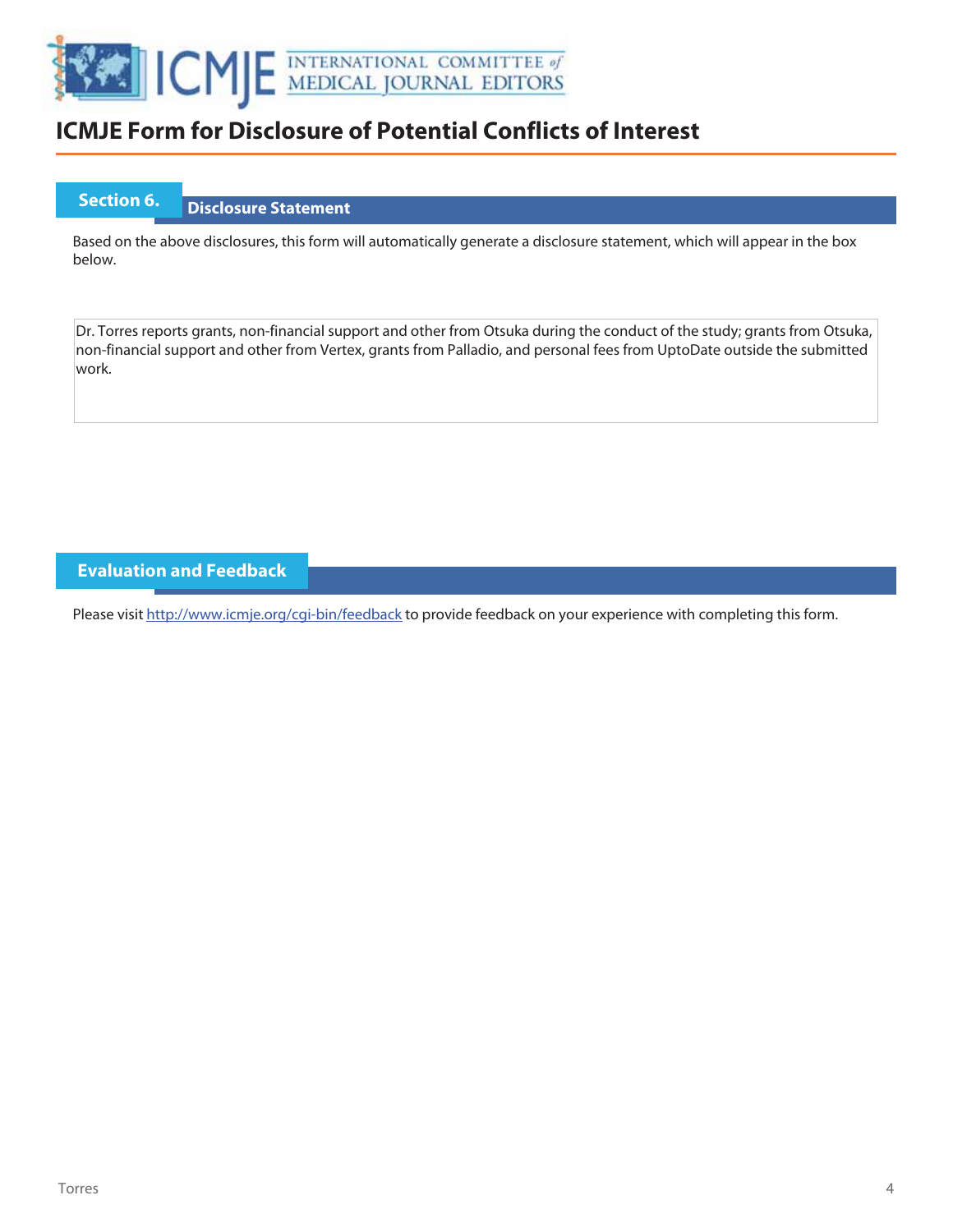# ICMJE Form for Disclosure of Potential Conflicts of Interest

## Section 6. Disclosure Statement

Based on the above disclosures, this form will automatically generate a disclosure statement, which will appear in the box below.

Dr. Torres reports grants, non-financial support and other from Otsuka during the conduct of the study; grants from Otsuka, non-financial support and other from Vertex, grants from Palladio, and personal fees from UptoDate outside the submitted work.

## Evaluation and Feedback

Please visit http://www.icmje.org/cgi-bin/feedback to provide feedback on your experience with completing this form.